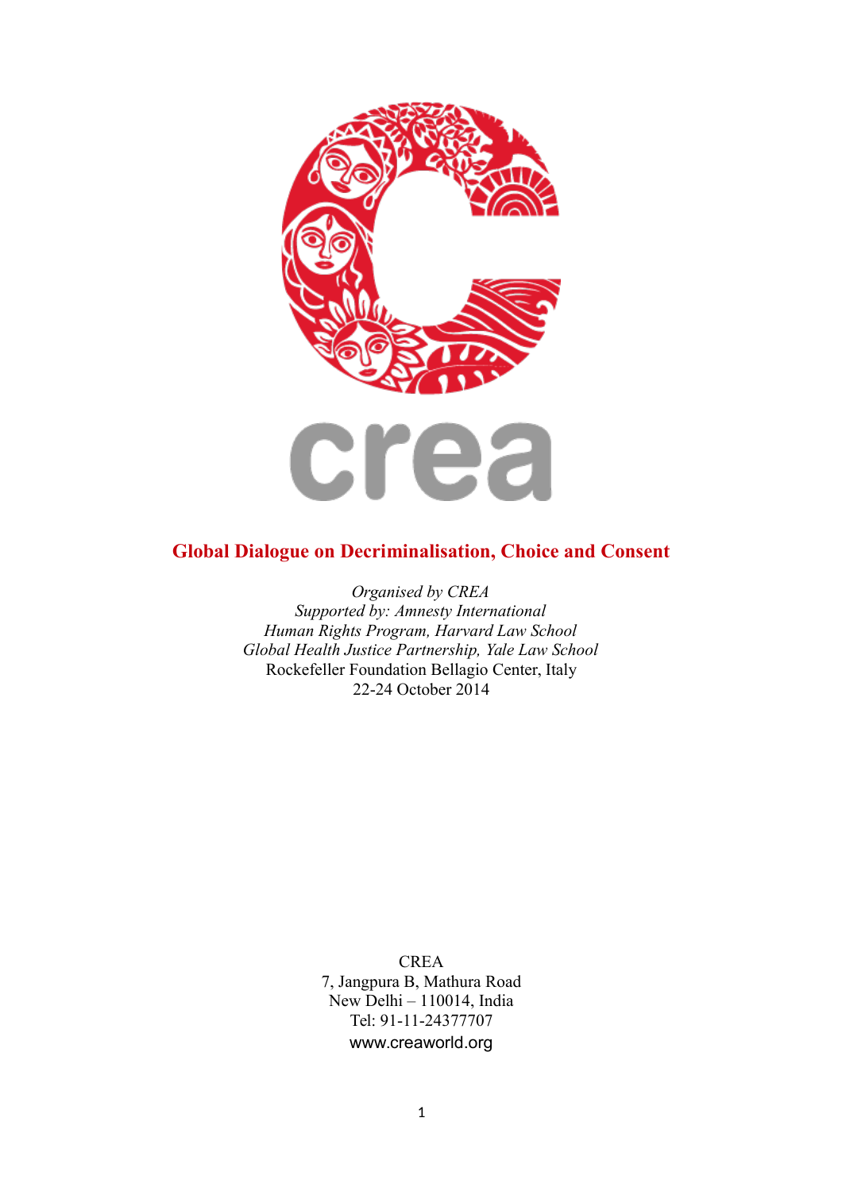crea

# Global Dialogue on Decriminalisation, Choice and Consent

*Organised by CREA*
*Supported by: Amnesty International*
*Human Rights Program, Harvard Law School*
*Global Health Justice Partnership, Yale Law School*
Rockefeller Foundation Bellagio Center, Italy
22-24 October 2014

CREA
7, Jangpura B, Mathura Road
New Delhi – 110014, India
Tel: 91-11-24377707
www.creaworld.org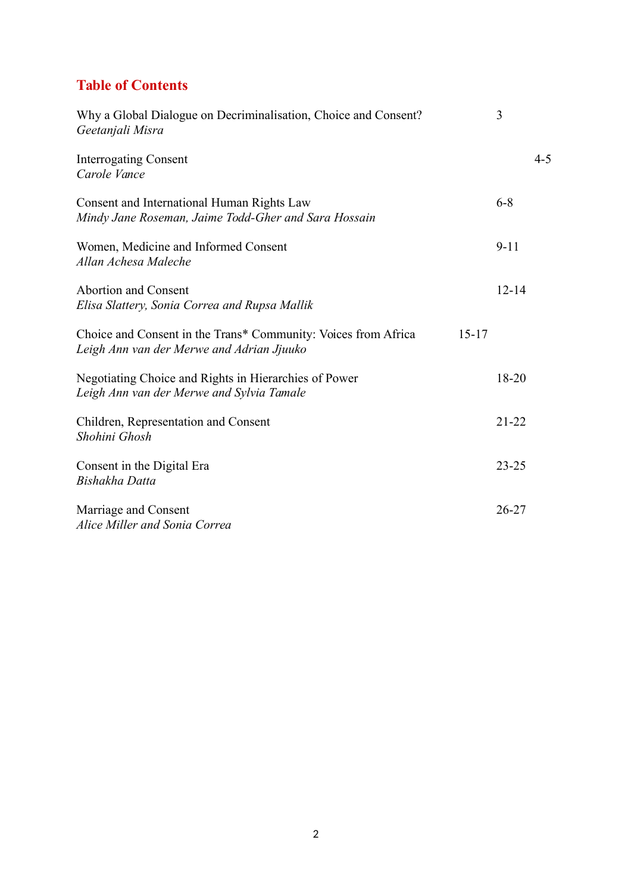# Table of Contents

Why a Global Dialogue on Decriminalisation, Choice and Consent? — 3
*Geetanjali Misra*

Interrogating Consent — 4-5
*Carole Vance*

Consent and International Human Rights Law — 6-8
*Mindy Jane Roseman, Jaime Todd-Gher and Sara Hossain*

Women, Medicine and Informed Consent — 9-11
*Allan Achesa Maleche*

Abortion and Consent — 12-14
*Elisa Slattery, Sonia Correa and Rupsa Mallik*

Choice and Consent in the Trans* Community: Voices from Africa — 15-17
*Leigh Ann van der Merwe and Adrian Jjuuko*

Negotiating Choice and Rights in Hierarchies of Power — 18-20
*Leigh Ann van der Merwe and Sylvia Tamale*

Children, Representation and Consent — 21-22
*Shohini Ghosh*

Consent in the Digital Era — 23-25
*Bishakha Datta*

Marriage and Consent — 26-27
*Alice Miller and Sonia Correa*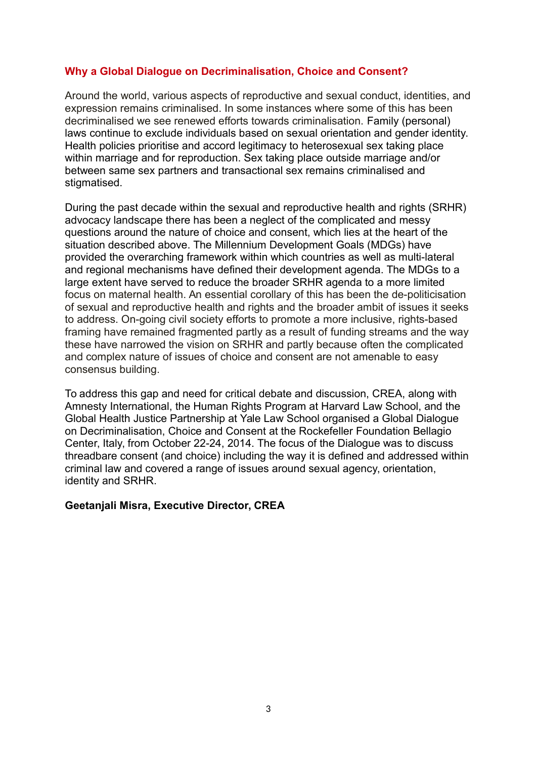## Why a Global Dialogue on Decriminalisation, Choice and Consent?

Around the world, various aspects of reproductive and sexual conduct, identities, and expression remains criminalised. In some instances where some of this has been decriminalised we see renewed efforts towards criminalisation. Family (personal) laws continue to exclude individuals based on sexual orientation and gender identity. Health policies prioritise and accord legitimacy to heterosexual sex taking place within marriage and for reproduction. Sex taking place outside marriage and/or between same sex partners and transactional sex remains criminalised and stigmatised.

During the past decade within the sexual and reproductive health and rights (SRHR) advocacy landscape there has been a neglect of the complicated and messy questions around the nature of choice and consent, which lies at the heart of the situation described above. The Millennium Development Goals (MDGs) have provided the overarching framework within which countries as well as multi-lateral and regional mechanisms have defined their development agenda. The MDGs to a large extent have served to reduce the broader SRHR agenda to a more limited focus on maternal health. An essential corollary of this has been the de-politicisation of sexual and reproductive health and rights and the broader ambit of issues it seeks to address. On-going civil society efforts to promote a more inclusive, rights-based framing have remained fragmented partly as a result of funding streams and the way these have narrowed the vision on SRHR and partly because often the complicated and complex nature of issues of choice and consent are not amenable to easy consensus building.

To address this gap and need for critical debate and discussion, CREA, along with Amnesty International, the Human Rights Program at Harvard Law School, and the Global Health Justice Partnership at Yale Law School organised a Global Dialogue on Decriminalisation, Choice and Consent at the Rockefeller Foundation Bellagio Center, Italy, from October 22-24, 2014. The focus of the Dialogue was to discuss threadbare consent (and choice) including the way it is defined and addressed within criminal law and covered a range of issues around sexual agency, orientation, identity and SRHR.

**Geetanjali Misra, Executive Director, CREA**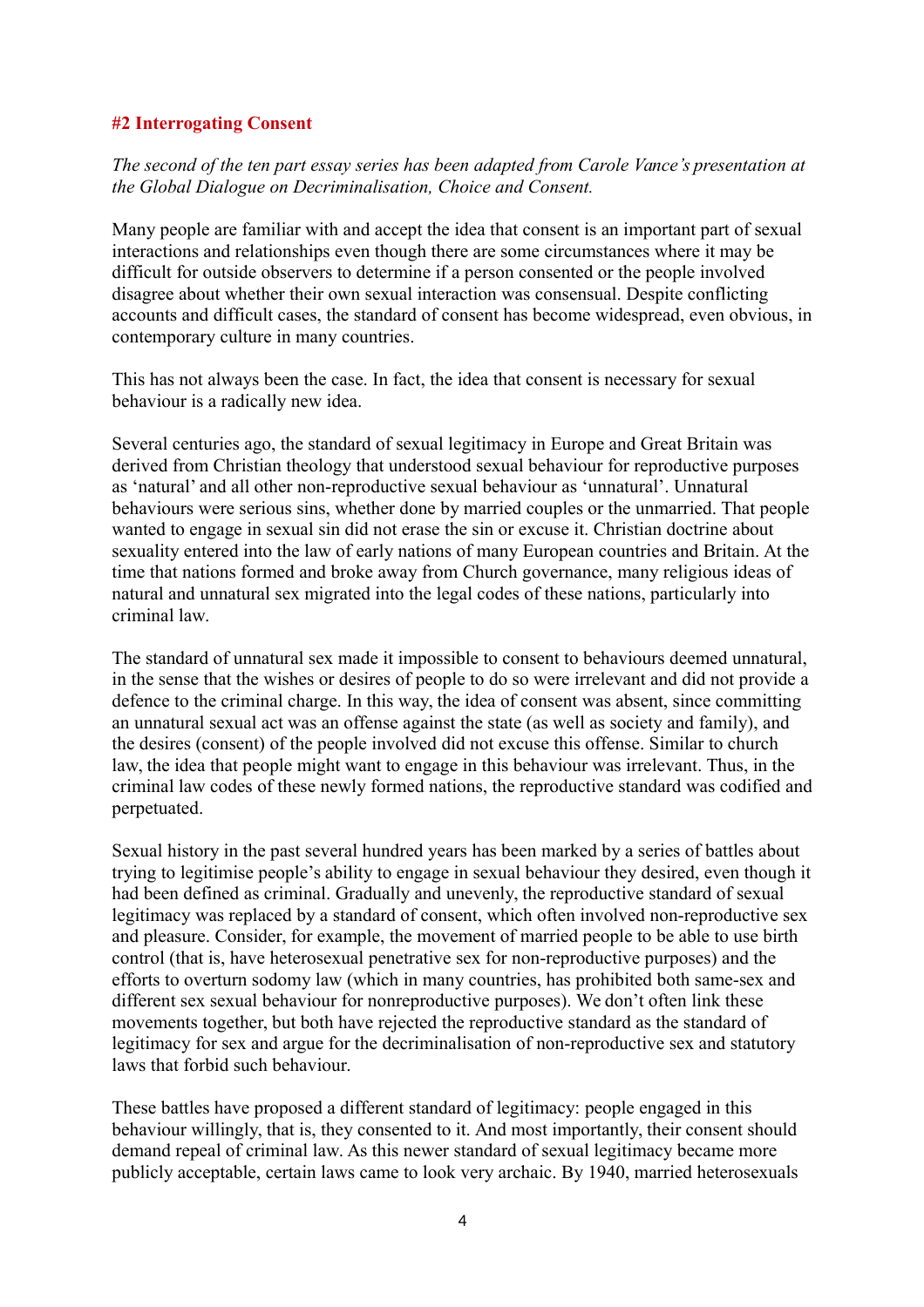## #2 Interrogating Consent

*The second of the ten part essay series has been adapted from Carole Vance's presentation at the Global Dialogue on Decriminalisation, Choice and Consent.*

Many people are familiar with and accept the idea that consent is an important part of sexual interactions and relationships even though there are some circumstances where it may be difficult for outside observers to determine if a person consented or the people involved disagree about whether their own sexual interaction was consensual. Despite conflicting accounts and difficult cases, the standard of consent has become widespread, even obvious, in contemporary culture in many countries.

This has not always been the case. In fact, the idea that consent is necessary for sexual behaviour is a radically new idea.

Several centuries ago, the standard of sexual legitimacy in Europe and Great Britain was derived from Christian theology that understood sexual behaviour for reproductive purposes as 'natural' and all other non-reproductive sexual behaviour as 'unnatural'. Unnatural behaviours were serious sins, whether done by married couples or the unmarried. That people wanted to engage in sexual sin did not erase the sin or excuse it. Christian doctrine about sexuality entered into the law of early nations of many European countries and Britain. At the time that nations formed and broke away from Church governance, many religious ideas of natural and unnatural sex migrated into the legal codes of these nations, particularly into criminal law.

The standard of unnatural sex made it impossible to consent to behaviours deemed unnatural, in the sense that the wishes or desires of people to do so were irrelevant and did not provide a defence to the criminal charge. In this way, the idea of consent was absent, since committing an unnatural sexual act was an offense against the state (as well as society and family), and the desires (consent) of the people involved did not excuse this offense. Similar to church law, the idea that people might want to engage in this behaviour was irrelevant. Thus, in the criminal law codes of these newly formed nations, the reproductive standard was codified and perpetuated.

Sexual history in the past several hundred years has been marked by a series of battles about trying to legitimise people's ability to engage in sexual behaviour they desired, even though it had been defined as criminal. Gradually and unevenly, the reproductive standard of sexual legitimacy was replaced by a standard of consent, which often involved non-reproductive sex and pleasure. Consider, for example, the movement of married people to be able to use birth control (that is, have heterosexual penetrative sex for non-reproductive purposes) and the efforts to overturn sodomy law (which in many countries, has prohibited both same-sex and different sex sexual behaviour for nonreproductive purposes). We don't often link these movements together, but both have rejected the reproductive standard as the standard of legitimacy for sex and argue for the decriminalisation of non-reproductive sex and statutory laws that forbid such behaviour.

These battles have proposed a different standard of legitimacy: people engaged in this behaviour willingly, that is, they consented to it. And most importantly, their consent should demand repeal of criminal law. As this newer standard of sexual legitimacy became more publicly acceptable, certain laws came to look very archaic. By 1940, married heterosexuals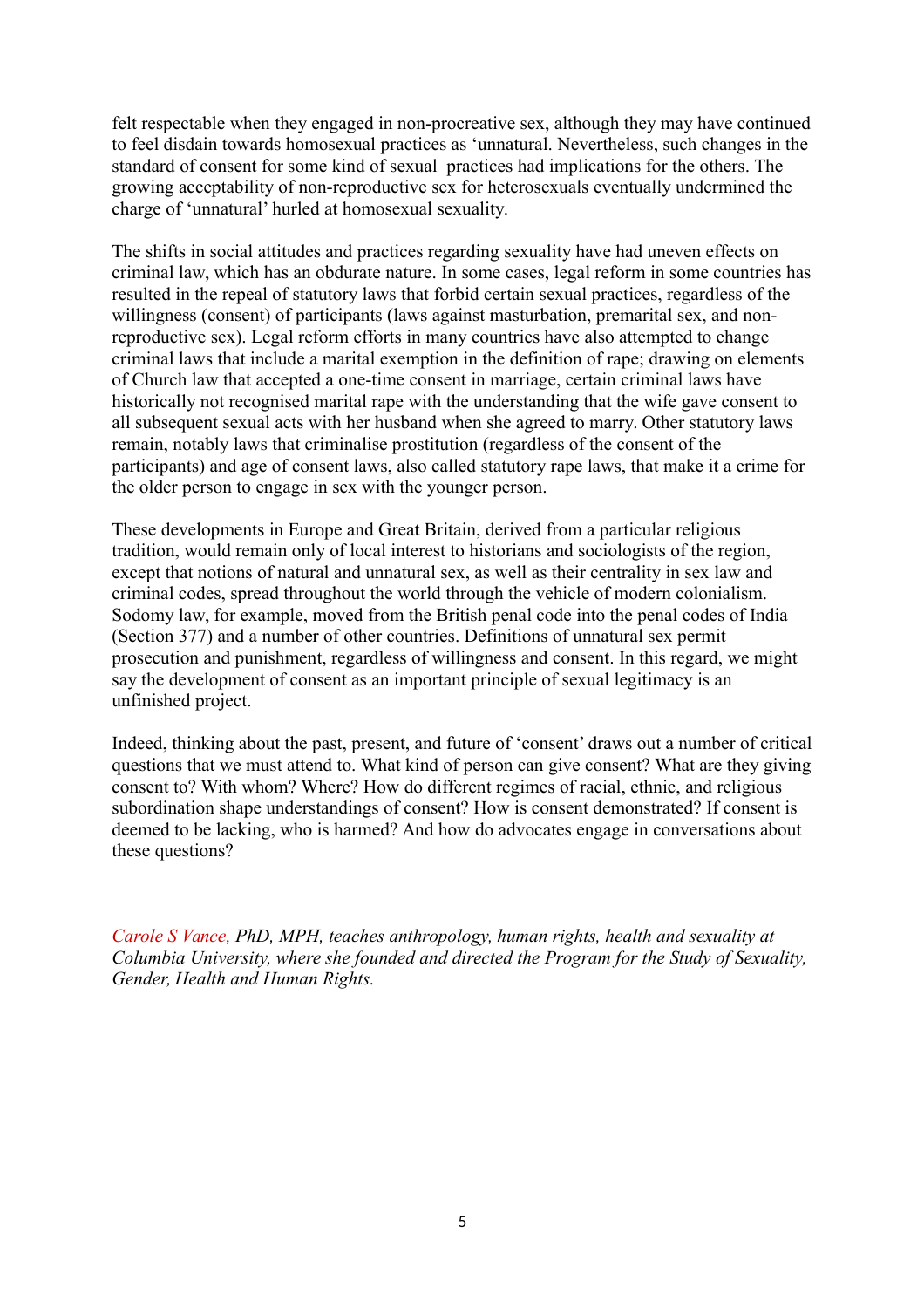felt respectable when they engaged in non-procreative sex, although they may have continued to feel disdain towards homosexual practices as 'unnatural. Nevertheless, such changes in the standard of consent for some kind of sexual practices had implications for the others. The growing acceptability of non-reproductive sex for heterosexuals eventually undermined the charge of 'unnatural' hurled at homosexual sexuality.

The shifts in social attitudes and practices regarding sexuality have had uneven effects on criminal law, which has an obdurate nature. In some cases, legal reform in some countries has resulted in the repeal of statutory laws that forbid certain sexual practices, regardless of the willingness (consent) of participants (laws against masturbation, premarital sex, and non-reproductive sex). Legal reform efforts in many countries have also attempted to change criminal laws that include a marital exemption in the definition of rape; drawing on elements of Church law that accepted a one-time consent in marriage, certain criminal laws have historically not recognised marital rape with the understanding that the wife gave consent to all subsequent sexual acts with her husband when she agreed to marry. Other statutory laws remain, notably laws that criminalise prostitution (regardless of the consent of the participants) and age of consent laws, also called statutory rape laws, that make it a crime for the older person to engage in sex with the younger person.

These developments in Europe and Great Britain, derived from a particular religious tradition, would remain only of local interest to historians and sociologists of the region, except that notions of natural and unnatural sex, as well as their centrality in sex law and criminal codes, spread throughout the world through the vehicle of modern colonialism. Sodomy law, for example, moved from the British penal code into the penal codes of India (Section 377) and a number of other countries. Definitions of unnatural sex permit prosecution and punishment, regardless of willingness and consent. In this regard, we might say the development of consent as an important principle of sexual legitimacy is an unfinished project.

Indeed, thinking about the past, present, and future of 'consent' draws out a number of critical questions that we must attend to. What kind of person can give consent? What are they giving consent to? With whom? Where? How do different regimes of racial, ethnic, and religious subordination shape understandings of consent? How is consent demonstrated? If consent is deemed to be lacking, who is harmed? And how do advocates engage in conversations about these questions?

*Carole S Vance, PhD, MPH, teaches anthropology, human rights, health and sexuality at Columbia University, where she founded and directed the Program for the Study of Sexuality, Gender, Health and Human Rights.*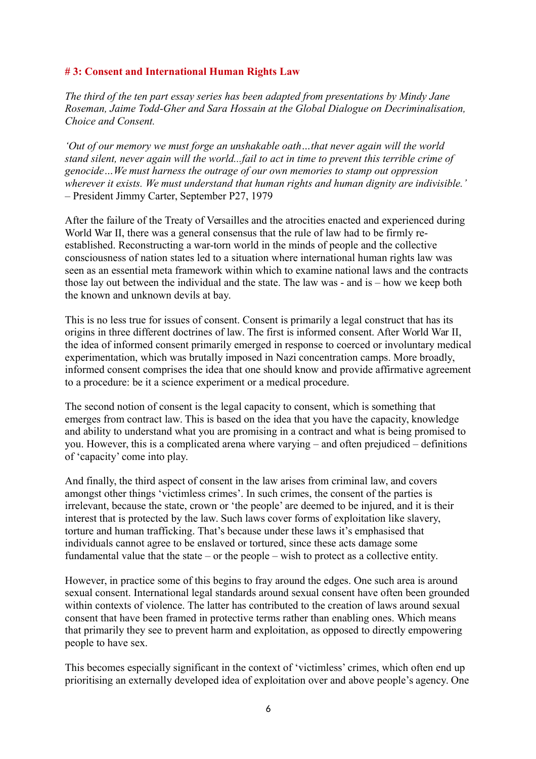## # 3: Consent and International Human Rights Law

*The third of the ten part essay series has been adapted from presentations by Mindy Jane Roseman, Jaime Todd-Gher and Sara Hossain at the Global Dialogue on Decriminalisation, Choice and Consent.*

*'Out of our memory we must forge an unshakable oath…that never again will the world stand silent, never again will the world...fail to act in time to prevent this terrible crime of genocide…We must harness the outrage of our own memories to stamp out oppression wherever it exists. We must understand that human rights and human dignity are indivisible.'* – President Jimmy Carter, September P27, 1979

After the failure of the Treaty of Versailles and the atrocities enacted and experienced during World War II, there was a general consensus that the rule of law had to be firmly re-established. Reconstructing a war-torn world in the minds of people and the collective consciousness of nation states led to a situation where international human rights law was seen as an essential meta framework within which to examine national laws and the contracts those lay out between the individual and the state. The law was - and is – how we keep both the known and unknown devils at bay.

This is no less true for issues of consent. Consent is primarily a legal construct that has its origins in three different doctrines of law. The first is informed consent. After World War II, the idea of informed consent primarily emerged in response to coerced or involuntary medical experimentation, which was brutally imposed in Nazi concentration camps. More broadly, informed consent comprises the idea that one should know and provide affirmative agreement to a procedure: be it a science experiment or a medical procedure.

The second notion of consent is the legal capacity to consent, which is something that emerges from contract law. This is based on the idea that you have the capacity, knowledge and ability to understand what you are promising in a contract and what is being promised to you. However, this is a complicated arena where varying – and often prejudiced – definitions of 'capacity' come into play.

And finally, the third aspect of consent in the law arises from criminal law, and covers amongst other things 'victimless crimes'. In such crimes, the consent of the parties is irrelevant, because the state, crown or 'the people' are deemed to be injured, and it is their interest that is protected by the law. Such laws cover forms of exploitation like slavery, torture and human trafficking. That's because under these laws it's emphasised that individuals cannot agree to be enslaved or tortured, since these acts damage some fundamental value that the state – or the people – wish to protect as a collective entity.

However, in practice some of this begins to fray around the edges. One such area is around sexual consent. International legal standards around sexual consent have often been grounded within contexts of violence. The latter has contributed to the creation of laws around sexual consent that have been framed in protective terms rather than enabling ones. Which means that primarily they see to prevent harm and exploitation, as opposed to directly empowering people to have sex.

This becomes especially significant in the context of 'victimless' crimes, which often end up prioritising an externally developed idea of exploitation over and above people's agency. One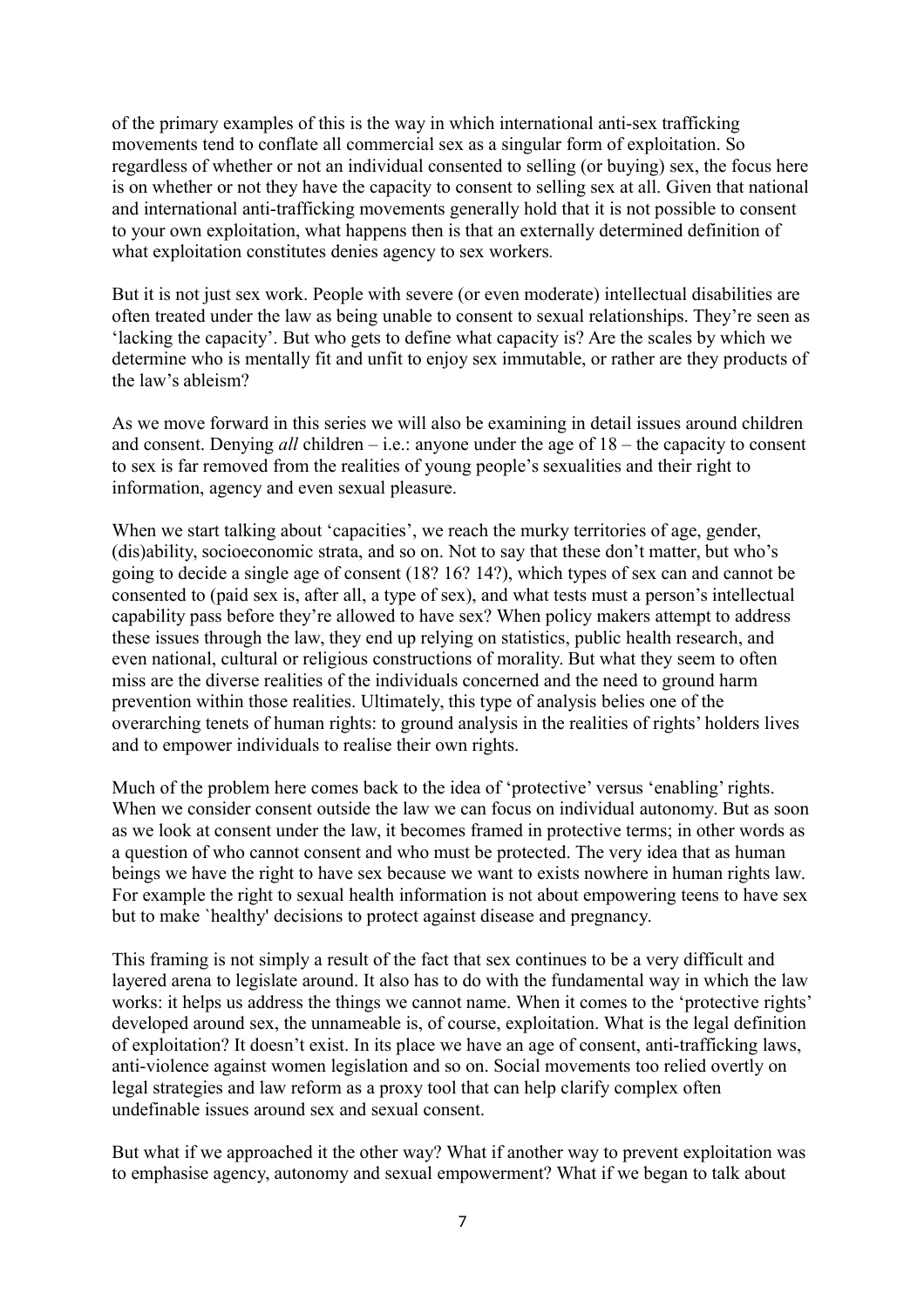of the primary examples of this is the way in which international anti-sex trafficking movements tend to conflate all commercial sex as a singular form of exploitation. So regardless of whether or not an individual consented to selling (or buying) sex, the focus here is on whether or not they have the capacity to consent to selling sex at all. Given that national and international anti-trafficking movements generally hold that it is not possible to consent to your own exploitation, what happens then is that an externally determined definition of what exploitation constitutes denies agency to sex workers.

But it is not just sex work. People with severe (or even moderate) intellectual disabilities are often treated under the law as being unable to consent to sexual relationships. They're seen as 'lacking the capacity'. But who gets to define what capacity is? Are the scales by which we determine who is mentally fit and unfit to enjoy sex immutable, or rather are they products of the law's ableism?

As we move forward in this series we will also be examining in detail issues around children and consent. Denying *all* children – i.e.: anyone under the age of 18 – the capacity to consent to sex is far removed from the realities of young people's sexualities and their right to information, agency and even sexual pleasure.

When we start talking about 'capacities', we reach the murky territories of age, gender, (dis)ability, socioeconomic strata, and so on. Not to say that these don't matter, but who's going to decide a single age of consent (18? 16? 14?), which types of sex can and cannot be consented to (paid sex is, after all, a type of sex), and what tests must a person's intellectual capability pass before they're allowed to have sex? When policy makers attempt to address these issues through the law, they end up relying on statistics, public health research, and even national, cultural or religious constructions of morality. But what they seem to often miss are the diverse realities of the individuals concerned and the need to ground harm prevention within those realities. Ultimately, this type of analysis belies one of the overarching tenets of human rights: to ground analysis in the realities of rights' holders lives and to empower individuals to realise their own rights.

Much of the problem here comes back to the idea of 'protective' versus 'enabling' rights. When we consider consent outside the law we can focus on individual autonomy. But as soon as we look at consent under the law, it becomes framed in protective terms; in other words as a question of who cannot consent and who must be protected. The very idea that as human beings we have the right to have sex because we want to exists nowhere in human rights law. For example the right to sexual health information is not about empowering teens to have sex but to make `healthy' decisions to protect against disease and pregnancy.

This framing is not simply a result of the fact that sex continues to be a very difficult and layered arena to legislate around. It also has to do with the fundamental way in which the law works: it helps us address the things we cannot name. When it comes to the 'protective rights' developed around sex, the unnameable is, of course, exploitation. What is the legal definition of exploitation? It doesn't exist. In its place we have an age of consent, anti-trafficking laws, anti-violence against women legislation and so on. Social movements too relied overtly on legal strategies and law reform as a proxy tool that can help clarify complex often undefinable issues around sex and sexual consent.

But what if we approached it the other way? What if another way to prevent exploitation was to emphasise agency, autonomy and sexual empowerment? What if we began to talk about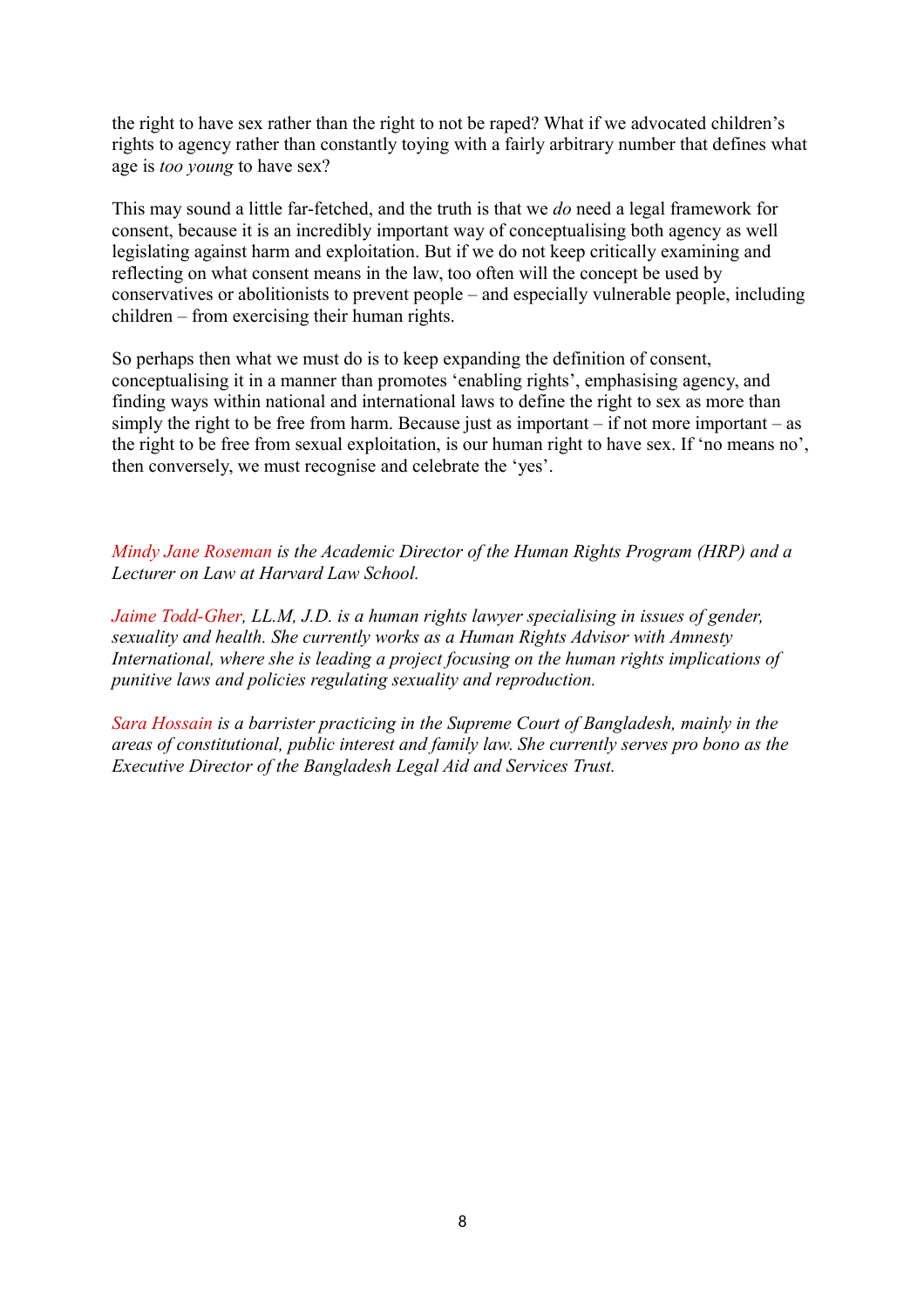the right to have sex rather than the right to not be raped? What if we advocated children's rights to agency rather than constantly toying with a fairly arbitrary number that defines what age is *too young* to have sex?

This may sound a little far-fetched, and the truth is that we *do* need a legal framework for consent, because it is an incredibly important way of conceptualising both agency as well legislating against harm and exploitation. But if we do not keep critically examining and reflecting on what consent means in the law, too often will the concept be used by conservatives or abolitionists to prevent people – and especially vulnerable people, including children – from exercising their human rights.

So perhaps then what we must do is to keep expanding the definition of consent, conceptualising it in a manner than promotes 'enabling rights', emphasising agency, and finding ways within national and international laws to define the right to sex as more than simply the right to be free from harm. Because just as important – if not more important – as the right to be free from sexual exploitation, is our human right to have sex. If 'no means no', then conversely, we must recognise and celebrate the 'yes'.

*Mindy Jane Roseman is the Academic Director of the Human Rights Program (HRP) and a Lecturer on Law at Harvard Law School.*

*Jaime Todd-Gher, LL.M, J.D. is a human rights lawyer specialising in issues of gender, sexuality and health. She currently works as a Human Rights Advisor with Amnesty International, where she is leading a project focusing on the human rights implications of punitive laws and policies regulating sexuality and reproduction.*

*Sara Hossain is a barrister practicing in the Supreme Court of Bangladesh, mainly in the areas of constitutional, public interest and family law. She currently serves pro bono as the Executive Director of the Bangladesh Legal Aid and Services Trust.*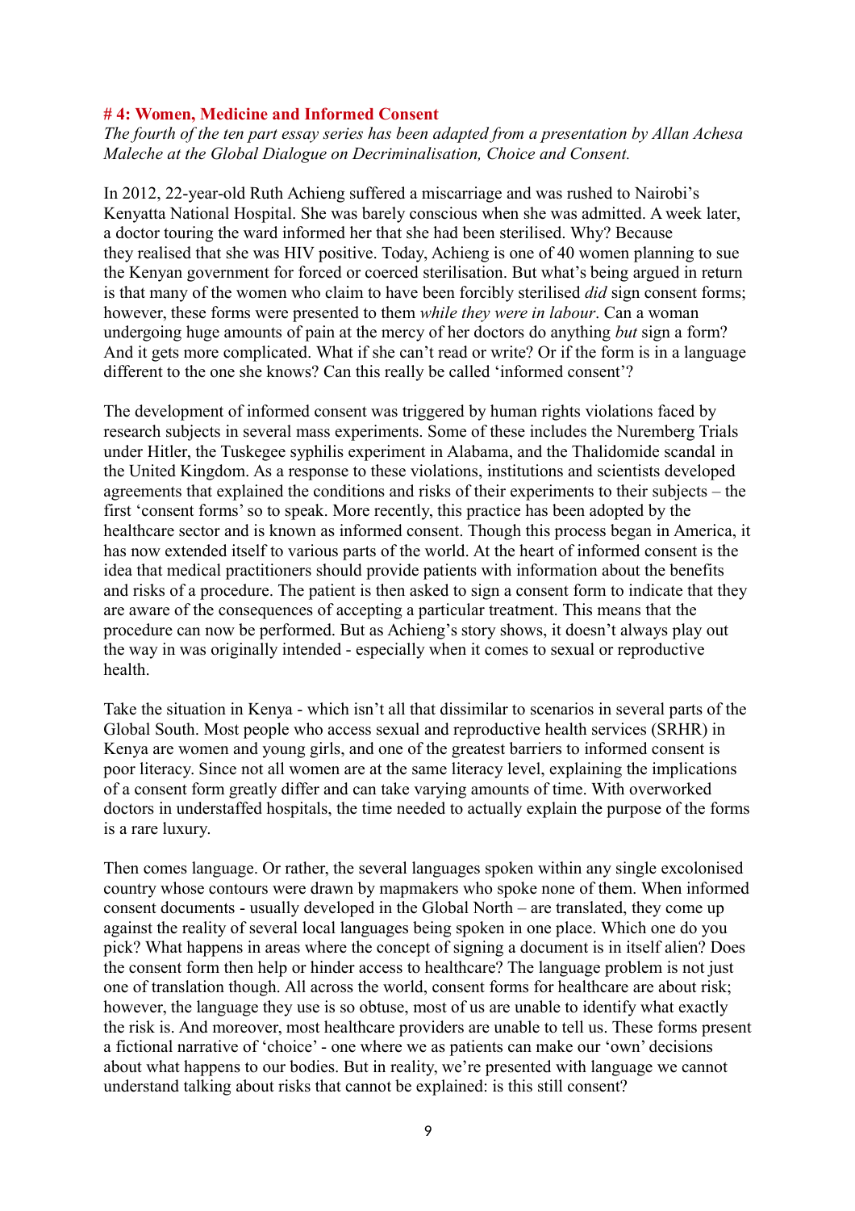# # 4: Women, Medicine and Informed Consent

*The fourth of the ten part essay series has been adapted from a presentation by Allan Achesa Maleche at the Global Dialogue on Decriminalisation, Choice and Consent.*

In 2012, 22-year-old Ruth Achieng suffered a miscarriage and was rushed to Nairobi's Kenyatta National Hospital. She was barely conscious when she was admitted. A week later, a doctor touring the ward informed her that she had been sterilised. Why? Because they realised that she was HIV positive. Today, Achieng is one of 40 women planning to sue the Kenyan government for forced or coerced sterilisation. But what's being argued in return is that many of the women who claim to have been forcibly sterilised *did* sign consent forms; however, these forms were presented to them *while they were in labour*. Can a woman undergoing huge amounts of pain at the mercy of her doctors do anything *but* sign a form? And it gets more complicated. What if she can't read or write? Or if the form is in a language different to the one she knows? Can this really be called 'informed consent'?

The development of informed consent was triggered by human rights violations faced by research subjects in several mass experiments. Some of these includes the Nuremberg Trials under Hitler, the Tuskegee syphilis experiment in Alabama, and the Thalidomide scandal in the United Kingdom. As a response to these violations, institutions and scientists developed agreements that explained the conditions and risks of their experiments to their subjects – the first 'consent forms' so to speak. More recently, this practice has been adopted by the healthcare sector and is known as informed consent. Though this process began in America, it has now extended itself to various parts of the world. At the heart of informed consent is the idea that medical practitioners should provide patients with information about the benefits and risks of a procedure. The patient is then asked to sign a consent form to indicate that they are aware of the consequences of accepting a particular treatment. This means that the procedure can now be performed. But as Achieng's story shows, it doesn't always play out the way in was originally intended - especially when it comes to sexual or reproductive health.

Take the situation in Kenya - which isn't all that dissimilar to scenarios in several parts of the Global South. Most people who access sexual and reproductive health services (SRHR) in Kenya are women and young girls, and one of the greatest barriers to informed consent is poor literacy. Since not all women are at the same literacy level, explaining the implications of a consent form greatly differ and can take varying amounts of time. With overworked doctors in understaffed hospitals, the time needed to actually explain the purpose of the forms is a rare luxury.

Then comes language. Or rather, the several languages spoken within any single excolonised country whose contours were drawn by mapmakers who spoke none of them. When informed consent documents - usually developed in the Global North – are translated, they come up against the reality of several local languages being spoken in one place. Which one do you pick? What happens in areas where the concept of signing a document is in itself alien? Does the consent form then help or hinder access to healthcare? The language problem is not just one of translation though. All across the world, consent forms for healthcare are about risk; however, the language they use is so obtuse, most of us are unable to identify what exactly the risk is. And moreover, most healthcare providers are unable to tell us. These forms present a fictional narrative of 'choice' - one where we as patients can make our 'own' decisions about what happens to our bodies. But in reality, we're presented with language we cannot understand talking about risks that cannot be explained: is this still consent?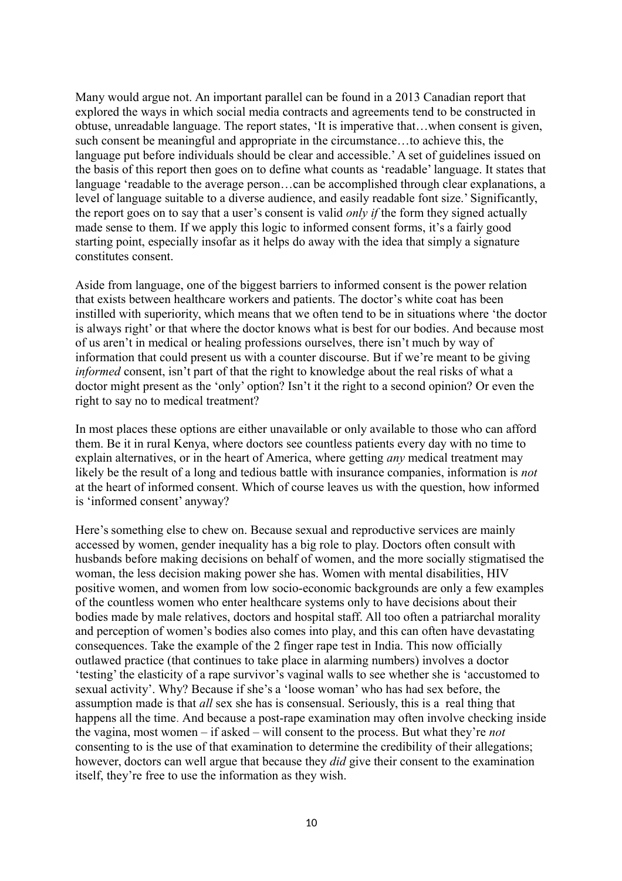Many would argue not. An important parallel can be found in a 2013 Canadian report that explored the ways in which social media contracts and agreements tend to be constructed in obtuse, unreadable language. The report states, 'It is imperative that…when consent is given, such consent be meaningful and appropriate in the circumstance…to achieve this, the language put before individuals should be clear and accessible.' A set of guidelines issued on the basis of this report then goes on to define what counts as 'readable' language. It states that language 'readable to the average person…can be accomplished through clear explanations, a level of language suitable to a diverse audience, and easily readable font size.' Significantly, the report goes on to say that a user's consent is valid *only if* the form they signed actually made sense to them. If we apply this logic to informed consent forms, it's a fairly good starting point, especially insofar as it helps do away with the idea that simply a signature constitutes consent.

Aside from language, one of the biggest barriers to informed consent is the power relation that exists between healthcare workers and patients. The doctor's white coat has been instilled with superiority, which means that we often tend to be in situations where 'the doctor is always right' or that where the doctor knows what is best for our bodies. And because most of us aren't in medical or healing professions ourselves, there isn't much by way of information that could present us with a counter discourse. But if we're meant to be giving *informed* consent, isn't part of that the right to knowledge about the real risks of what a doctor might present as the 'only' option? Isn't it the right to a second opinion? Or even the right to say no to medical treatment?

In most places these options are either unavailable or only available to those who can afford them. Be it in rural Kenya, where doctors see countless patients every day with no time to explain alternatives, or in the heart of America, where getting *any* medical treatment may likely be the result of a long and tedious battle with insurance companies, information is *not* at the heart of informed consent. Which of course leaves us with the question, how informed is 'informed consent' anyway?

Here's something else to chew on. Because sexual and reproductive services are mainly accessed by women, gender inequality has a big role to play. Doctors often consult with husbands before making decisions on behalf of women, and the more socially stigmatised the woman, the less decision making power she has. Women with mental disabilities, HIV positive women, and women from low socio-economic backgrounds are only a few examples of the countless women who enter healthcare systems only to have decisions about their bodies made by male relatives, doctors and hospital staff. All too often a patriarchal morality and perception of women's bodies also comes into play, and this can often have devastating consequences. Take the example of the 2 finger rape test in India. This now officially outlawed practice (that continues to take place in alarming numbers) involves a doctor 'testing' the elasticity of a rape survivor's vaginal walls to see whether she is 'accustomed to sexual activity'. Why? Because if she's a 'loose woman' who has had sex before, the assumption made is that *all* sex she has is consensual. Seriously, this is a real thing that happens all the time. And because a post-rape examination may often involve checking inside the vagina, most women – if asked – will consent to the process. But what they're *not* consenting to is the use of that examination to determine the credibility of their allegations; however, doctors can well argue that because they *did* give their consent to the examination itself, they're free to use the information as they wish.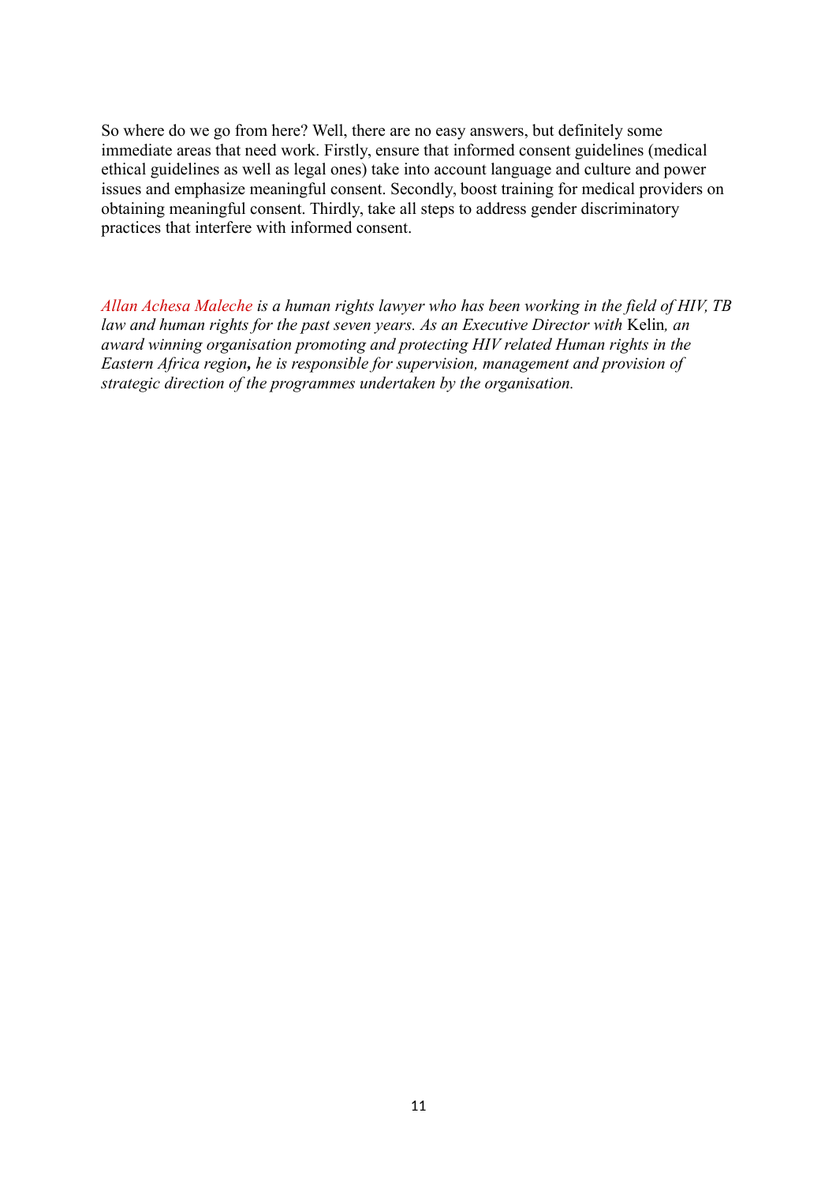So where do we go from here? Well, there are no easy answers, but definitely some immediate areas that need work. Firstly, ensure that informed consent guidelines (medical ethical guidelines as well as legal ones) take into account language and culture and power issues and emphasize meaningful consent. Secondly, boost training for medical providers on obtaining meaningful consent. Thirdly, take all steps to address gender discriminatory practices that interfere with informed consent.

*Allan Achesa Maleche is a human rights lawyer who has been working in the field of HIV, TB law and human rights for the past seven years. As an Executive Director with* Kelin*, an award winning organisation promoting and protecting HIV related Human rights in the Eastern Africa region***,** *he is responsible for supervision, management and provision of strategic direction of the programmes undertaken by the organisation.*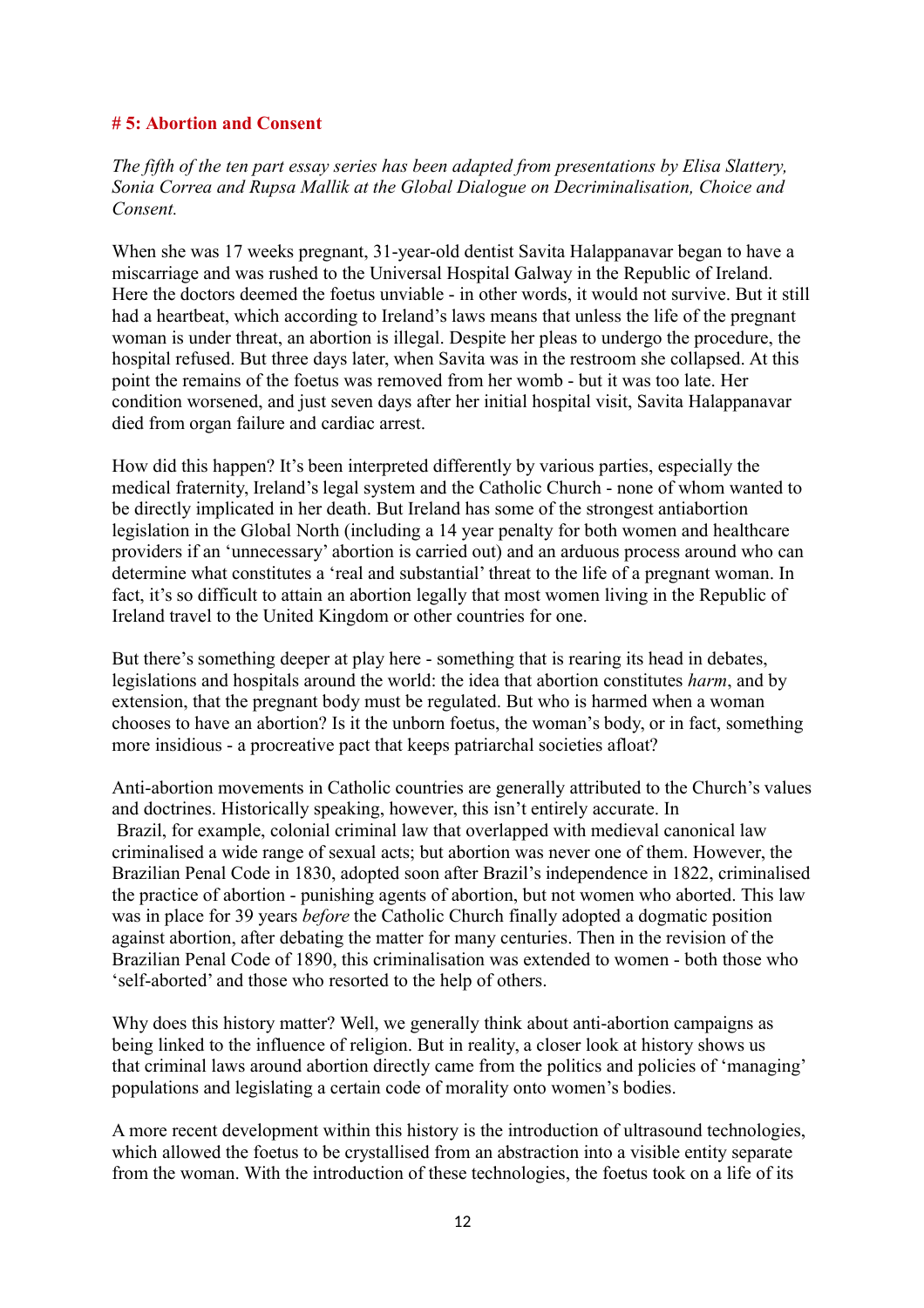# # 5: Abortion and Consent

*The fifth of the ten part essay series has been adapted from presentations by Elisa Slattery, Sonia Correa and Rupsa Mallik at the Global Dialogue on Decriminalisation, Choice and Consent.*

When she was 17 weeks pregnant, 31-year-old dentist Savita Halappanavar began to have a miscarriage and was rushed to the Universal Hospital Galway in the Republic of Ireland. Here the doctors deemed the foetus unviable - in other words, it would not survive. But it still had a heartbeat, which according to Ireland's laws means that unless the life of the pregnant woman is under threat, an abortion is illegal. Despite her pleas to undergo the procedure, the hospital refused. But three days later, when Savita was in the restroom she collapsed. At this point the remains of the foetus was removed from her womb - but it was too late. Her condition worsened, and just seven days after her initial hospital visit, Savita Halappanavar died from organ failure and cardiac arrest.

How did this happen? It's been interpreted differently by various parties, especially the medical fraternity, Ireland's legal system and the Catholic Church - none of whom wanted to be directly implicated in her death. But Ireland has some of the strongest antiabortion legislation in the Global North (including a 14 year penalty for both women and healthcare providers if an 'unnecessary' abortion is carried out) and an arduous process around who can determine what constitutes a 'real and substantial' threat to the life of a pregnant woman. In fact, it's so difficult to attain an abortion legally that most women living in the Republic of Ireland travel to the United Kingdom or other countries for one.

But there's something deeper at play here - something that is rearing its head in debates, legislations and hospitals around the world: the idea that abortion constitutes *harm*, and by extension, that the pregnant body must be regulated. But who is harmed when a woman chooses to have an abortion? Is it the unborn foetus, the woman's body, or in fact, something more insidious - a procreative pact that keeps patriarchal societies afloat?

Anti-abortion movements in Catholic countries are generally attributed to the Church's values and doctrines. Historically speaking, however, this isn't entirely accurate. In Brazil, for example, colonial criminal law that overlapped with medieval canonical law criminalised a wide range of sexual acts; but abortion was never one of them. However, the Brazilian Penal Code in 1830, adopted soon after Brazil's independence in 1822, criminalised the practice of abortion - punishing agents of abortion, but not women who aborted. This law was in place for 39 years *before* the Catholic Church finally adopted a dogmatic position against abortion, after debating the matter for many centuries. Then in the revision of the Brazilian Penal Code of 1890, this criminalisation was extended to women - both those who 'self-aborted' and those who resorted to the help of others.

Why does this history matter? Well, we generally think about anti-abortion campaigns as being linked to the influence of religion. But in reality, a closer look at history shows us that criminal laws around abortion directly came from the politics and policies of 'managing' populations and legislating a certain code of morality onto women's bodies.

A more recent development within this history is the introduction of ultrasound technologies, which allowed the foetus to be crystallised from an abstraction into a visible entity separate from the woman. With the introduction of these technologies, the foetus took on a life of its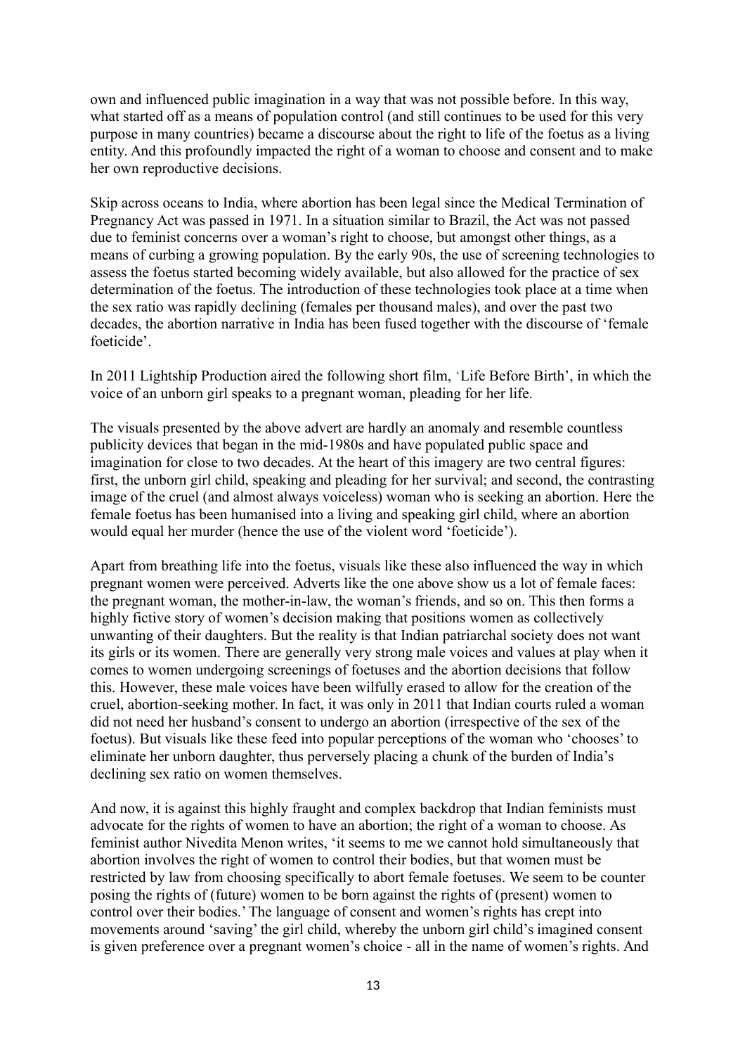own and influenced public imagination in a way that was not possible before. In this way, what started off as a means of population control (and still continues to be used for this very purpose in many countries) became a discourse about the right to life of the foetus as a living entity. And this profoundly impacted the right of a woman to choose and consent and to make her own reproductive decisions.

Skip across oceans to India, where abortion has been legal since the Medical Termination of Pregnancy Act was passed in 1971. In a situation similar to Brazil, the Act was not passed due to feminist concerns over a woman's right to choose, but amongst other things, as a means of curbing a growing population. By the early 90s, the use of screening technologies to assess the foetus started becoming widely available, but also allowed for the practice of sex determination of the foetus. The introduction of these technologies took place at a time when the sex ratio was rapidly declining (females per thousand males), and over the past two decades, the abortion narrative in India has been fused together with the discourse of 'female foeticide'.

In 2011 Lightship Production aired the following short film, 'Life Before Birth', in which the voice of an unborn girl speaks to a pregnant woman, pleading for her life.

The visuals presented by the above advert are hardly an anomaly and resemble countless publicity devices that began in the mid-1980s and have populated public space and imagination for close to two decades. At the heart of this imagery are two central figures: first, the unborn girl child, speaking and pleading for her survival; and second, the contrasting image of the cruel (and almost always voiceless) woman who is seeking an abortion. Here the female foetus has been humanised into a living and speaking girl child, where an abortion would equal her murder (hence the use of the violent word 'foeticide').

Apart from breathing life into the foetus, visuals like these also influenced the way in which pregnant women were perceived. Adverts like the one above show us a lot of female faces: the pregnant woman, the mother-in-law, the woman's friends, and so on. This then forms a highly fictive story of women's decision making that positions women as collectively unwanting of their daughters. But the reality is that Indian patriarchal society does not want its girls or its women. There are generally very strong male voices and values at play when it comes to women undergoing screenings of foetuses and the abortion decisions that follow this. However, these male voices have been wilfully erased to allow for the creation of the cruel, abortion-seeking mother. In fact, it was only in 2011 that Indian courts ruled a woman did not need her husband's consent to undergo an abortion (irrespective of the sex of the foetus). But visuals like these feed into popular perceptions of the woman who 'chooses' to eliminate her unborn daughter, thus perversely placing a chunk of the burden of India's declining sex ratio on women themselves.

And now, it is against this highly fraught and complex backdrop that Indian feminists must advocate for the rights of women to have an abortion; the right of a woman to choose. As feminist author Nivedita Menon writes, 'it seems to me we cannot hold simultaneously that abortion involves the right of women to control their bodies, but that women must be restricted by law from choosing specifically to abort female foetuses. We seem to be counter posing the rights of (future) women to be born against the rights of (present) women to control over their bodies.' The language of consent and women's rights has crept into movements around 'saving' the girl child, whereby the unborn girl child's imagined consent is given preference over a pregnant women's choice - all in the name of women's rights. And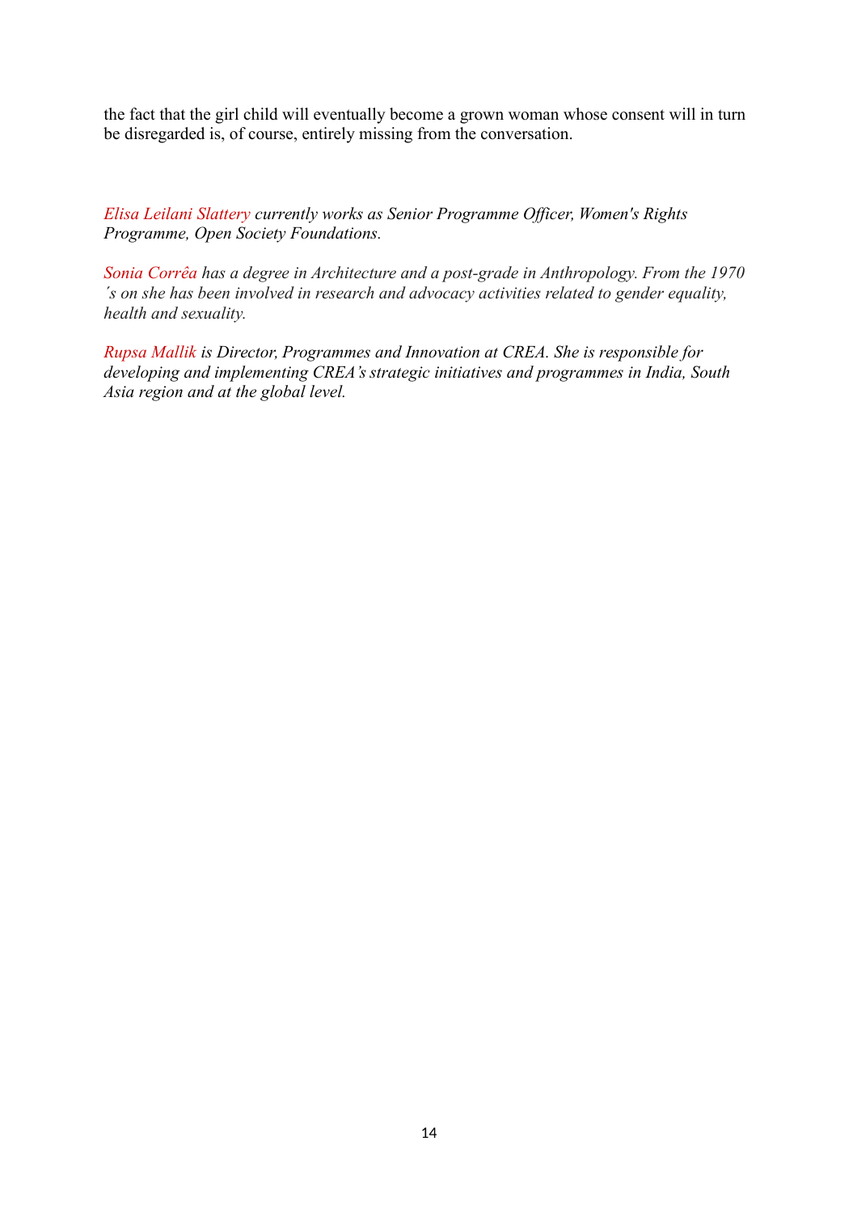the fact that the girl child will eventually become a grown woman whose consent will in turn be disregarded is, of course, entirely missing from the conversation.

*Elisa Leilani Slattery currently works as Senior Programme Officer, Women's Rights Programme, Open Society Foundations.*

*Sonia Corrêa has a degree in Architecture and a post-grade in Anthropology. From the 1970´s on she has been involved in research and advocacy activities related to gender equality, health and sexuality.*

*Rupsa Mallik is Director, Programmes and Innovation at CREA. She is responsible for developing and implementing CREA's strategic initiatives and programmes in India, South Asia region and at the global level.*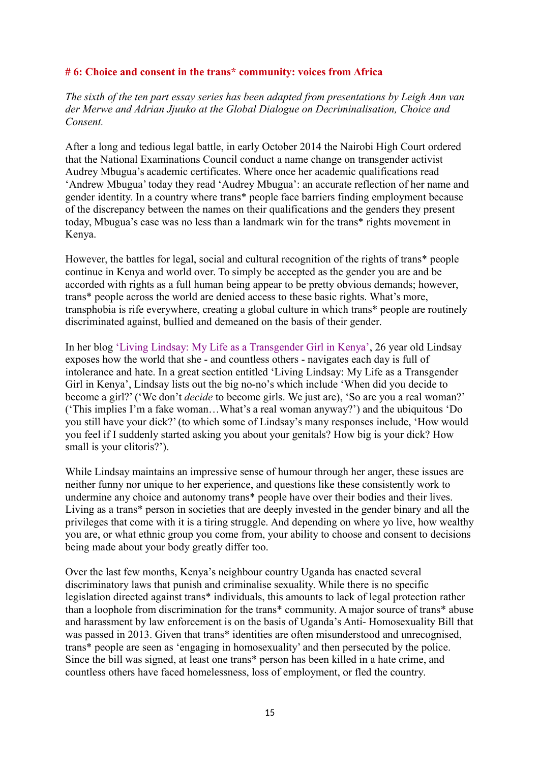## # 6: Choice and consent in the trans* community: voices from Africa

*The sixth of the ten part essay series has been adapted from presentations by Leigh Ann van der Merwe and Adrian Jjuuko at the Global Dialogue on Decriminalisation, Choice and Consent.*

After a long and tedious legal battle, in early October 2014 the Nairobi High Court ordered that the National Examinations Council conduct a name change on transgender activist Audrey Mbugua's academic certificates. Where once her academic qualifications read 'Andrew Mbugua' today they read 'Audrey Mbugua': an accurate reflection of her name and gender identity. In a country where trans* people face barriers finding employment because of the discrepancy between the names on their qualifications and the genders they present today, Mbugua's case was no less than a landmark win for the trans* rights movement in Kenya.

However, the battles for legal, social and cultural recognition of the rights of trans* people continue in Kenya and world over. To simply be accepted as the gender you are and be accorded with rights as a full human being appear to be pretty obvious demands; however, trans* people across the world are denied access to these basic rights. What's more, transphobia is rife everywhere, creating a global culture in which trans* people are routinely discriminated against, bullied and demeaned on the basis of their gender.

In her blog 'Living Lindsay: My Life as a Transgender Girl in Kenya', 26 year old Lindsay exposes how the world that she - and countless others - navigates each day is full of intolerance and hate. In a great section entitled 'Living Lindsay: My Life as a Transgender Girl in Kenya', Lindsay lists out the big no-no's which include 'When did you decide to become a girl?' ('We don't *decide* to become girls. We just are), 'So are you a real woman?' ('This implies I'm a fake woman…What's a real woman anyway?') and the ubiquitous 'Do you still have your dick?' (to which some of Lindsay's many responses include, 'How would you feel if I suddenly started asking you about your genitals? How big is your dick? How small is your clitoris?').

While Lindsay maintains an impressive sense of humour through her anger, these issues are neither funny nor unique to her experience, and questions like these consistently work to undermine any choice and autonomy trans* people have over their bodies and their lives. Living as a trans* person in societies that are deeply invested in the gender binary and all the privileges that come with it is a tiring struggle. And depending on where yo live, how wealthy you are, or what ethnic group you come from, your ability to choose and consent to decisions being made about your body greatly differ too.

Over the last few months, Kenya's neighbour country Uganda has enacted several discriminatory laws that punish and criminalise sexuality. While there is no specific legislation directed against trans* individuals, this amounts to lack of legal protection rather than a loophole from discrimination for the trans* community. A major source of trans* abuse and harassment by law enforcement is on the basis of Uganda's Anti- Homosexuality Bill that was passed in 2013. Given that trans* identities are often misunderstood and unrecognised, trans* people are seen as 'engaging in homosexuality' and then persecuted by the police. Since the bill was signed, at least one trans* person has been killed in a hate crime, and countless others have faced homelessness, loss of employment, or fled the country.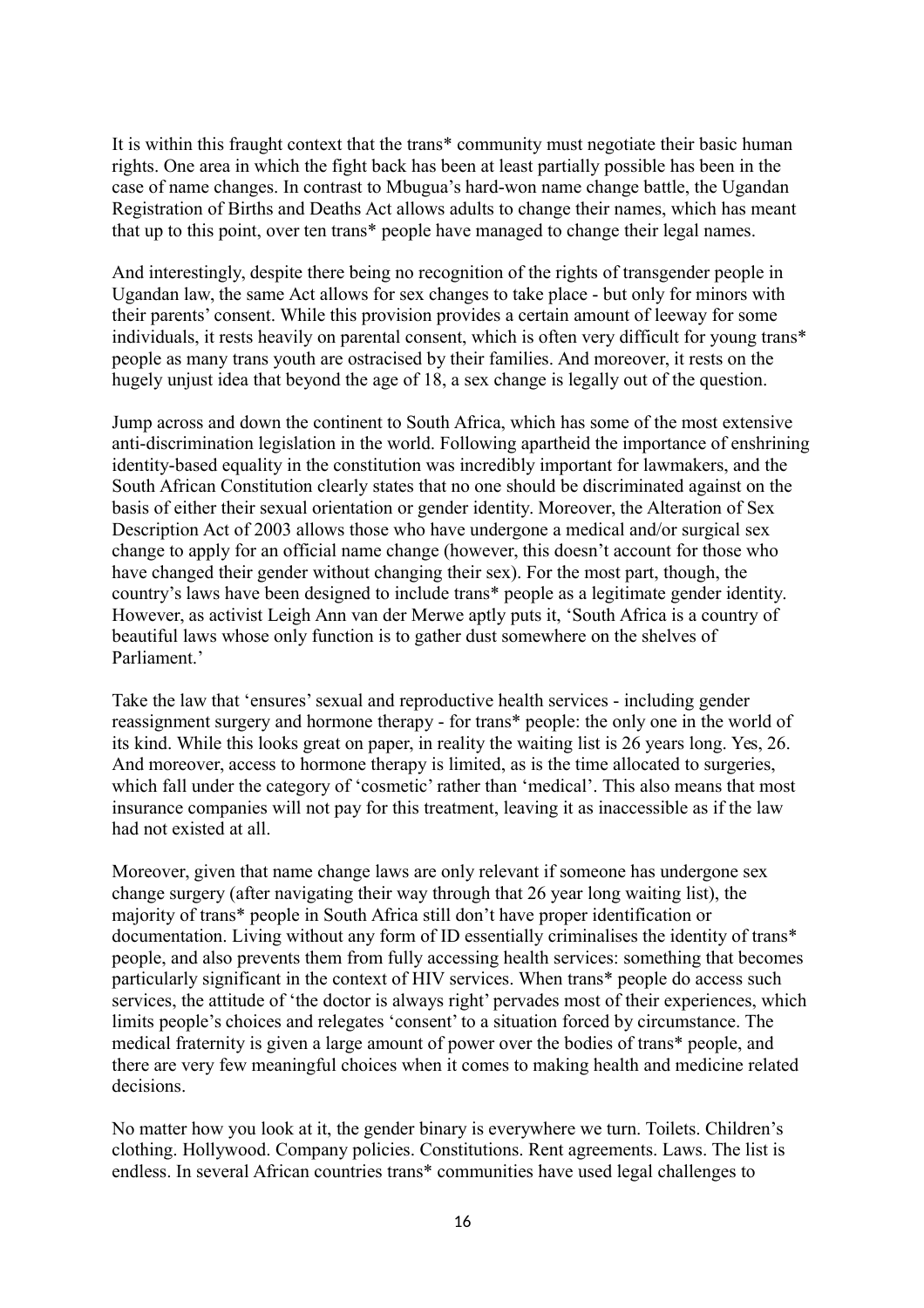It is within this fraught context that the trans* community must negotiate their basic human rights. One area in which the fight back has been at least partially possible has been in the case of name changes. In contrast to Mbugua's hard-won name change battle, the Ugandan Registration of Births and Deaths Act allows adults to change their names, which has meant that up to this point, over ten trans* people have managed to change their legal names.

And interestingly, despite there being no recognition of the rights of transgender people in Ugandan law, the same Act allows for sex changes to take place - but only for minors with their parents' consent. While this provision provides a certain amount of leeway for some individuals, it rests heavily on parental consent, which is often very difficult for young trans* people as many trans youth are ostracised by their families. And moreover, it rests on the hugely unjust idea that beyond the age of 18, a sex change is legally out of the question.

Jump across and down the continent to South Africa, which has some of the most extensive anti-discrimination legislation in the world. Following apartheid the importance of enshrining identity-based equality in the constitution was incredibly important for lawmakers, and the South African Constitution clearly states that no one should be discriminated against on the basis of either their sexual orientation or gender identity. Moreover, the Alteration of Sex Description Act of 2003 allows those who have undergone a medical and/or surgical sex change to apply for an official name change (however, this doesn't account for those who have changed their gender without changing their sex). For the most part, though, the country's laws have been designed to include trans* people as a legitimate gender identity. However, as activist Leigh Ann van der Merwe aptly puts it, 'South Africa is a country of beautiful laws whose only function is to gather dust somewhere on the shelves of Parliament.'

Take the law that 'ensures' sexual and reproductive health services - including gender reassignment surgery and hormone therapy - for trans* people: the only one in the world of its kind. While this looks great on paper, in reality the waiting list is 26 years long. Yes, 26. And moreover, access to hormone therapy is limited, as is the time allocated to surgeries, which fall under the category of 'cosmetic' rather than 'medical'. This also means that most insurance companies will not pay for this treatment, leaving it as inaccessible as if the law had not existed at all.

Moreover, given that name change laws are only relevant if someone has undergone sex change surgery (after navigating their way through that 26 year long waiting list), the majority of trans* people in South Africa still don't have proper identification or documentation. Living without any form of ID essentially criminalises the identity of trans* people, and also prevents them from fully accessing health services: something that becomes particularly significant in the context of HIV services. When trans* people do access such services, the attitude of 'the doctor is always right' pervades most of their experiences, which limits people's choices and relegates 'consent' to a situation forced by circumstance. The medical fraternity is given a large amount of power over the bodies of trans* people, and there are very few meaningful choices when it comes to making health and medicine related decisions.

No matter how you look at it, the gender binary is everywhere we turn. Toilets. Children's clothing. Hollywood. Company policies. Constitutions. Rent agreements. Laws. The list is endless. In several African countries trans* communities have used legal challenges to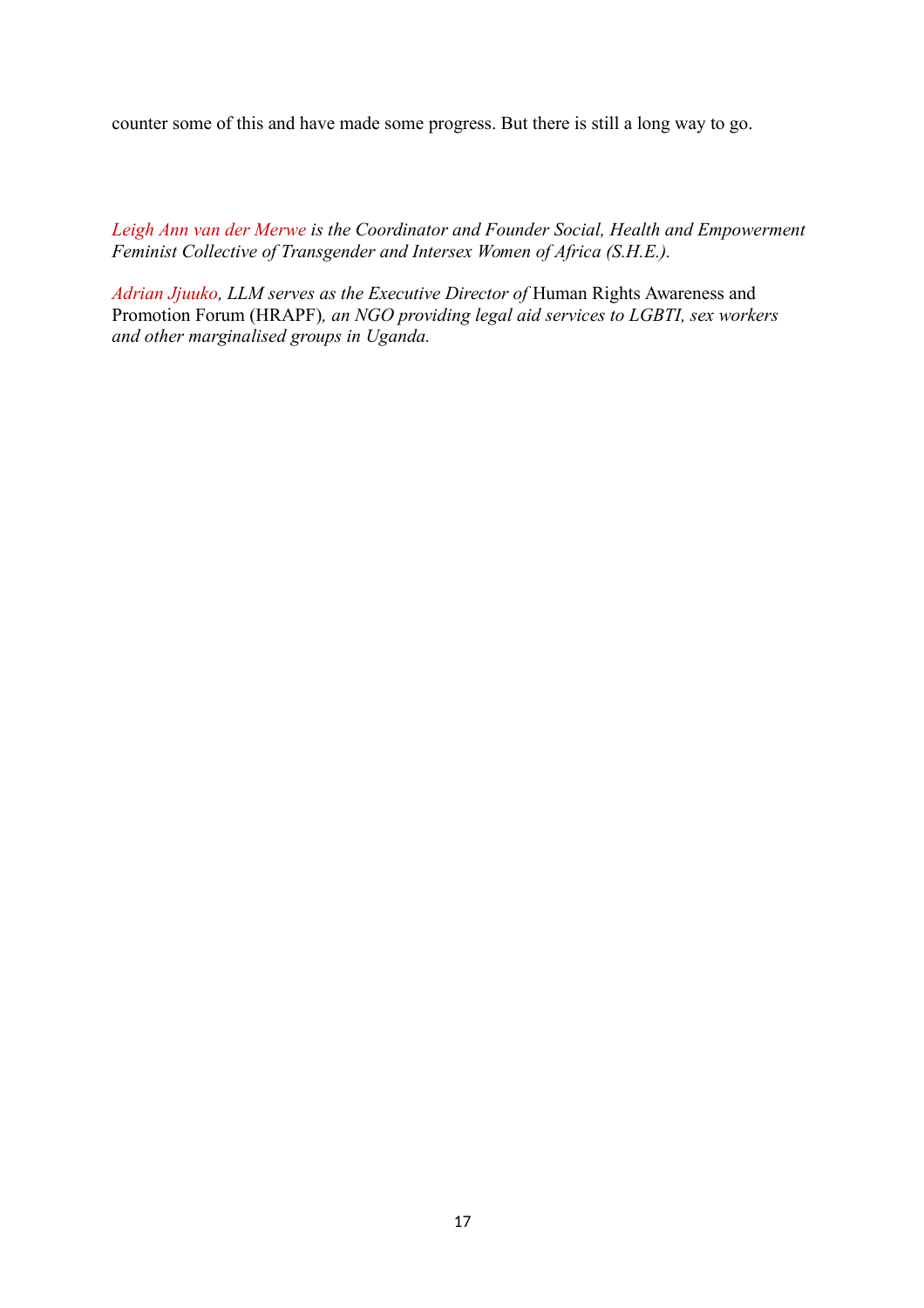counter some of this and have made some progress. But there is still a long way to go.

*Leigh Ann van der Merwe is the Coordinator and Founder Social, Health and Empowerment Feminist Collective of Transgender and Intersex Women of Africa (S.H.E.).*

*Adrian Jjuuko, LLM serves as the Executive Director of* Human Rights Awareness and Promotion Forum (HRAPF)*, an NGO providing legal aid services to LGBTI, sex workers and other marginalised groups in Uganda.*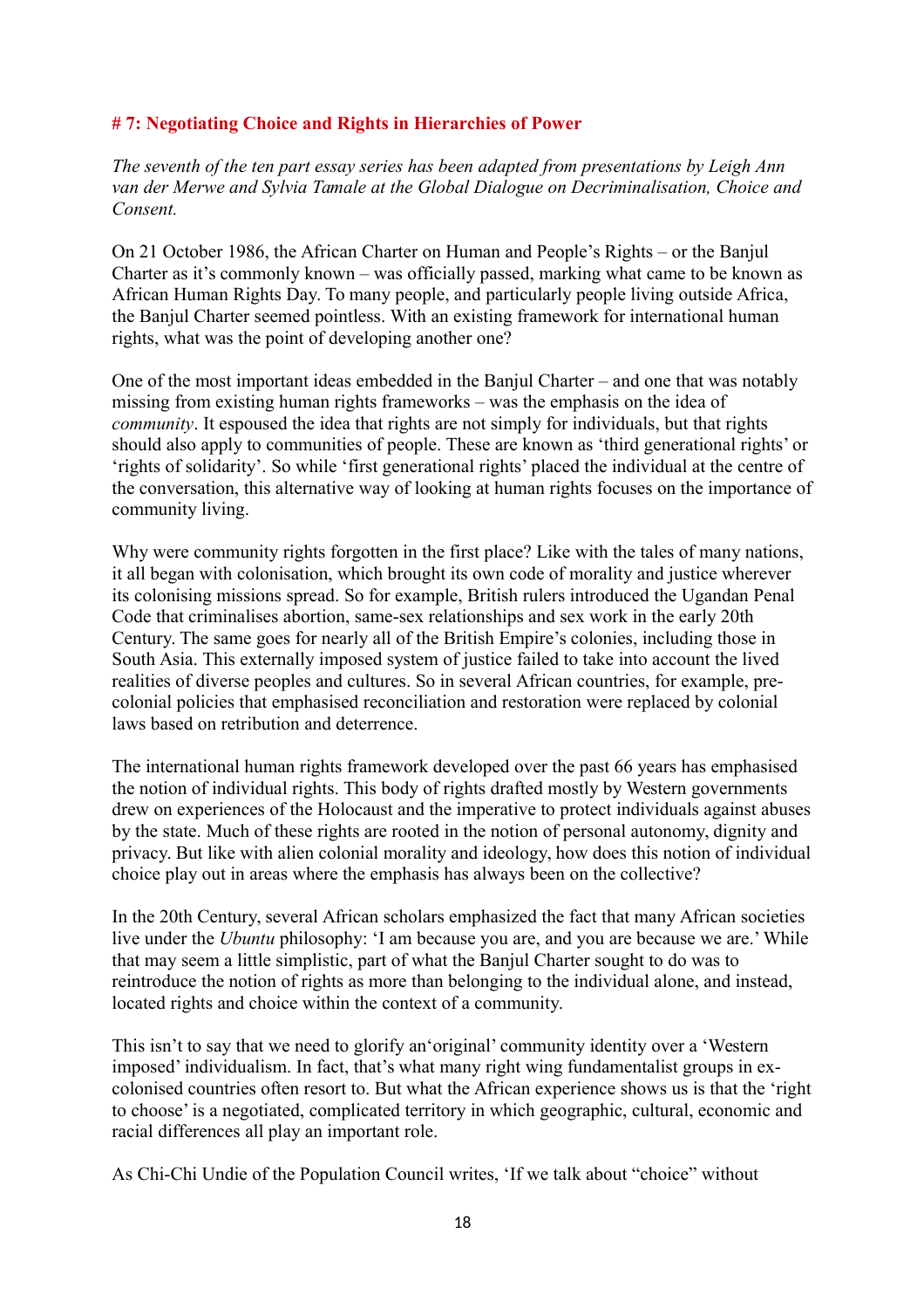# # 7: Negotiating Choice and Rights in Hierarchies of Power

*The seventh of the ten part essay series has been adapted from presentations by Leigh Ann van der Merwe and Sylvia Tamale at the Global Dialogue on Decriminalisation, Choice and Consent.*

On 21 October 1986, the African Charter on Human and People's Rights – or the Banjul Charter as it's commonly known – was officially passed, marking what came to be known as African Human Rights Day. To many people, and particularly people living outside Africa, the Banjul Charter seemed pointless. With an existing framework for international human rights, what was the point of developing another one?

One of the most important ideas embedded in the Banjul Charter – and one that was notably missing from existing human rights frameworks – was the emphasis on the idea of *community*. It espoused the idea that rights are not simply for individuals, but that rights should also apply to communities of people. These are known as 'third generational rights' or 'rights of solidarity'. So while 'first generational rights' placed the individual at the centre of the conversation, this alternative way of looking at human rights focuses on the importance of community living.

Why were community rights forgotten in the first place? Like with the tales of many nations, it all began with colonisation, which brought its own code of morality and justice wherever its colonising missions spread. So for example, British rulers introduced the Ugandan Penal Code that criminalises abortion, same-sex relationships and sex work in the early 20th Century. The same goes for nearly all of the British Empire's colonies, including those in South Asia. This externally imposed system of justice failed to take into account the lived realities of diverse peoples and cultures. So in several African countries, for example, pre-colonial policies that emphasised reconciliation and restoration were replaced by colonial laws based on retribution and deterrence.

The international human rights framework developed over the past 66 years has emphasised the notion of individual rights. This body of rights drafted mostly by Western governments drew on experiences of the Holocaust and the imperative to protect individuals against abuses by the state. Much of these rights are rooted in the notion of personal autonomy, dignity and privacy. But like with alien colonial morality and ideology, how does this notion of individual choice play out in areas where the emphasis has always been on the collective?

In the 20th Century, several African scholars emphasized the fact that many African societies live under the *Ubuntu* philosophy: 'I am because you are, and you are because we are.' While that may seem a little simplistic, part of what the Banjul Charter sought to do was to reintroduce the notion of rights as more than belonging to the individual alone, and instead, located rights and choice within the context of a community.

This isn't to say that we need to glorify an'original' community identity over a 'Western imposed' individualism. In fact, that's what many right wing fundamentalist groups in ex-colonised countries often resort to. But what the African experience shows us is that the 'right to choose' is a negotiated, complicated territory in which geographic, cultural, economic and racial differences all play an important role.

As Chi-Chi Undie of the Population Council writes, 'If we talk about "choice" without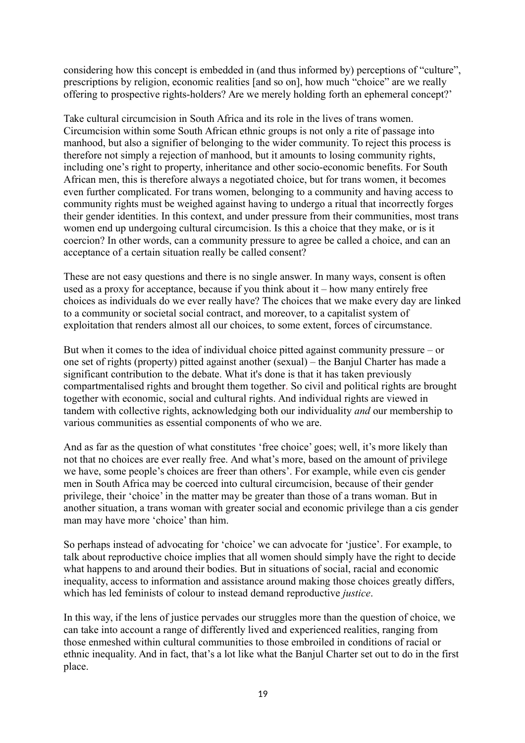considering how this concept is embedded in (and thus informed by) perceptions of "culture", prescriptions by religion, economic realities [and so on], how much "choice" are we really offering to prospective rights-holders? Are we merely holding forth an ephemeral concept?'

Take cultural circumcision in South Africa and its role in the lives of trans women. Circumcision within some South African ethnic groups is not only a rite of passage into manhood, but also a signifier of belonging to the wider community. To reject this process is therefore not simply a rejection of manhood, but it amounts to losing community rights, including one's right to property, inheritance and other socio-economic benefits. For South African men, this is therefore always a negotiated choice, but for trans women, it becomes even further complicated. For trans women, belonging to a community and having access to community rights must be weighed against having to undergo a ritual that incorrectly forges their gender identities. In this context, and under pressure from their communities, most trans women end up undergoing cultural circumcision. Is this a choice that they make, or is it coercion? In other words, can a community pressure to agree be called a choice, and can an acceptance of a certain situation really be called consent?

These are not easy questions and there is no single answer. In many ways, consent is often used as a proxy for acceptance, because if you think about it – how many entirely free choices as individuals do we ever really have? The choices that we make every day are linked to a community or societal social contract, and moreover, to a capitalist system of exploitation that renders almost all our choices, to some extent, forces of circumstance.

But when it comes to the idea of individual choice pitted against community pressure – or one set of rights (property) pitted against another (sexual) – the Banjul Charter has made a significant contribution to the debate. What it's done is that it has taken previously compartmentalised rights and brought them together. So civil and political rights are brought together with economic, social and cultural rights. And individual rights are viewed in tandem with collective rights, acknowledging both our individuality *and* our membership to various communities as essential components of who we are.

And as far as the question of what constitutes 'free choice' goes; well, it's more likely than not that no choices are ever really free. And what's more, based on the amount of privilege we have, some people's choices are freer than others'. For example, while even cis gender men in South Africa may be coerced into cultural circumcision, because of their gender privilege, their 'choice' in the matter may be greater than those of a trans woman. But in another situation, a trans woman with greater social and economic privilege than a cis gender man may have more 'choice' than him.

So perhaps instead of advocating for 'choice' we can advocate for 'justice'. For example, to talk about reproductive choice implies that all women should simply have the right to decide what happens to and around their bodies. But in situations of social, racial and economic inequality, access to information and assistance around making those choices greatly differs, which has led feminists of colour to instead demand reproductive *justice*.

In this way, if the lens of justice pervades our struggles more than the question of choice, we can take into account a range of differently lived and experienced realities, ranging from those enmeshed within cultural communities to those embroiled in conditions of racial or ethnic inequality. And in fact, that's a lot like what the Banjul Charter set out to do in the first place.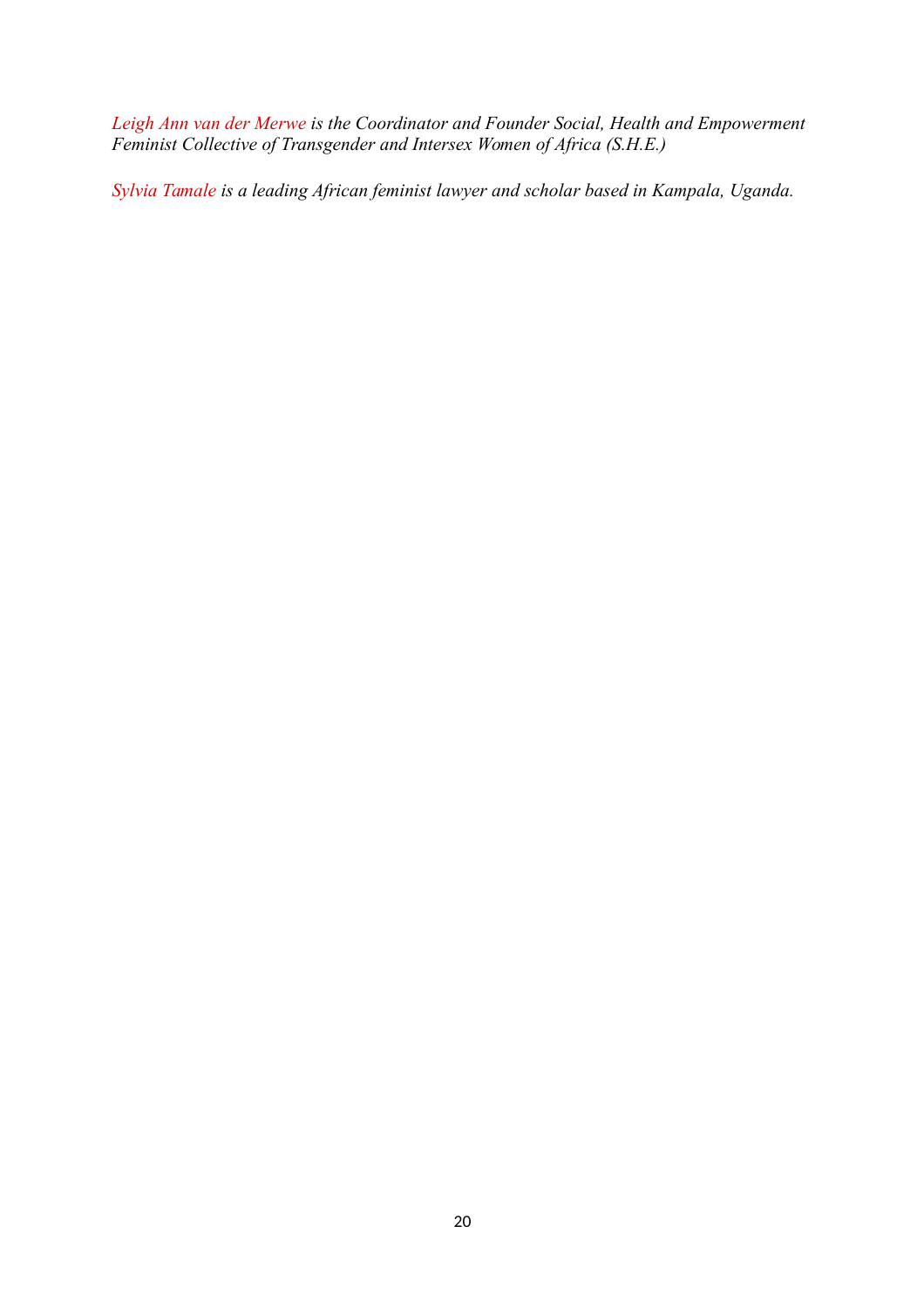*Leigh Ann van der Merwe is the Coordinator and Founder Social, Health and Empowerment Feminist Collective of Transgender and Intersex Women of Africa (S.H.E.)*

*Sylvia Tamale is a leading African feminist lawyer and scholar based in Kampala, Uganda.*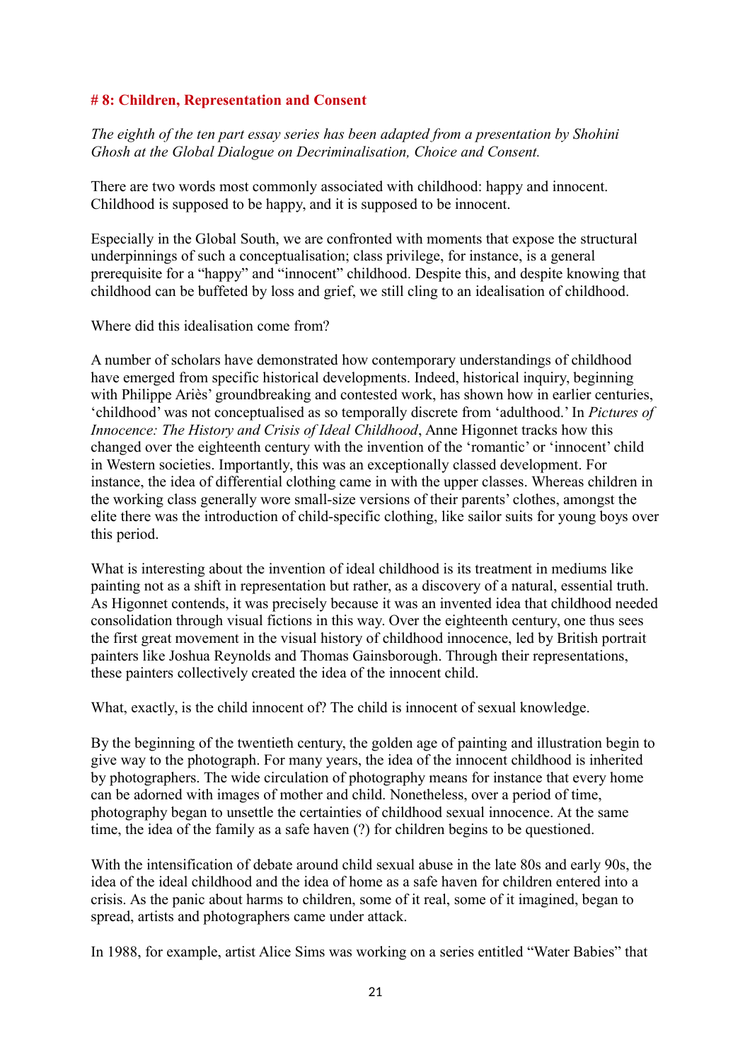## # 8: Children, Representation and Consent

*The eighth of the ten part essay series has been adapted from a presentation by Shohini Ghosh at the Global Dialogue on Decriminalisation, Choice and Consent.*

There are two words most commonly associated with childhood: happy and innocent. Childhood is supposed to be happy, and it is supposed to be innocent.

Especially in the Global South, we are confronted with moments that expose the structural underpinnings of such a conceptualisation; class privilege, for instance, is a general prerequisite for a "happy" and "innocent" childhood. Despite this, and despite knowing that childhood can be buffeted by loss and grief, we still cling to an idealisation of childhood.

Where did this idealisation come from?

A number of scholars have demonstrated how contemporary understandings of childhood have emerged from specific historical developments. Indeed, historical inquiry, beginning with Philippe Ariès' groundbreaking and contested work, has shown how in earlier centuries, 'childhood' was not conceptualised as so temporally discrete from 'adulthood.' In *Pictures of Innocence: The History and Crisis of Ideal Childhood*, Anne Higonnet tracks how this changed over the eighteenth century with the invention of the 'romantic' or 'innocent' child in Western societies. Importantly, this was an exceptionally classed development. For instance, the idea of differential clothing came in with the upper classes. Whereas children in the working class generally wore small-size versions of their parents' clothes, amongst the elite there was the introduction of child-specific clothing, like sailor suits for young boys over this period.

What is interesting about the invention of ideal childhood is its treatment in mediums like painting not as a shift in representation but rather, as a discovery of a natural, essential truth. As Higonnet contends, it was precisely because it was an invented idea that childhood needed consolidation through visual fictions in this way. Over the eighteenth century, one thus sees the first great movement in the visual history of childhood innocence, led by British portrait painters like Joshua Reynolds and Thomas Gainsborough. Through their representations, these painters collectively created the idea of the innocent child.

What, exactly, is the child innocent of? The child is innocent of sexual knowledge.

By the beginning of the twentieth century, the golden age of painting and illustration begin to give way to the photograph. For many years, the idea of the innocent childhood is inherited by photographers. The wide circulation of photography means for instance that every home can be adorned with images of mother and child. Nonetheless, over a period of time, photography began to unsettle the certainties of childhood sexual innocence. At the same time, the idea of the family as a safe haven (?) for children begins to be questioned.

With the intensification of debate around child sexual abuse in the late 80s and early 90s, the idea of the ideal childhood and the idea of home as a safe haven for children entered into a crisis. As the panic about harms to children, some of it real, some of it imagined, began to spread, artists and photographers came under attack.

In 1988, for example, artist Alice Sims was working on a series entitled "Water Babies" that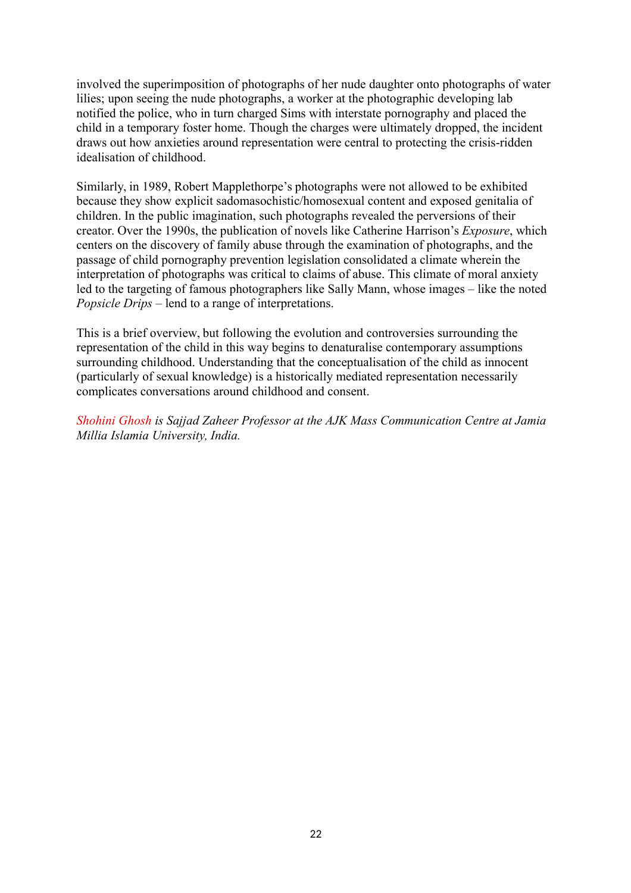involved the superimposition of photographs of her nude daughter onto photographs of water lilies; upon seeing the nude photographs, a worker at the photographic developing lab notified the police, who in turn charged Sims with interstate pornography and placed the child in a temporary foster home. Though the charges were ultimately dropped, the incident draws out how anxieties around representation were central to protecting the crisis-ridden idealisation of childhood.

Similarly, in 1989, Robert Mapplethorpe's photographs were not allowed to be exhibited because they show explicit sadomasochistic/homosexual content and exposed genitalia of children. In the public imagination, such photographs revealed the perversions of their creator. Over the 1990s, the publication of novels like Catherine Harrison's *Exposure*, which centers on the discovery of family abuse through the examination of photographs, and the passage of child pornography prevention legislation consolidated a climate wherein the interpretation of photographs was critical to claims of abuse. This climate of moral anxiety led to the targeting of famous photographers like Sally Mann, whose images – like the noted *Popsicle Drips* – lend to a range of interpretations.

This is a brief overview, but following the evolution and controversies surrounding the representation of the child in this way begins to denaturalise contemporary assumptions surrounding childhood. Understanding that the conceptualisation of the child as innocent (particularly of sexual knowledge) is a historically mediated representation necessarily complicates conversations around childhood and consent.

*Shohini Ghosh is Sajjad Zaheer Professor at the AJK Mass Communication Centre at Jamia Millia Islamia University, India.*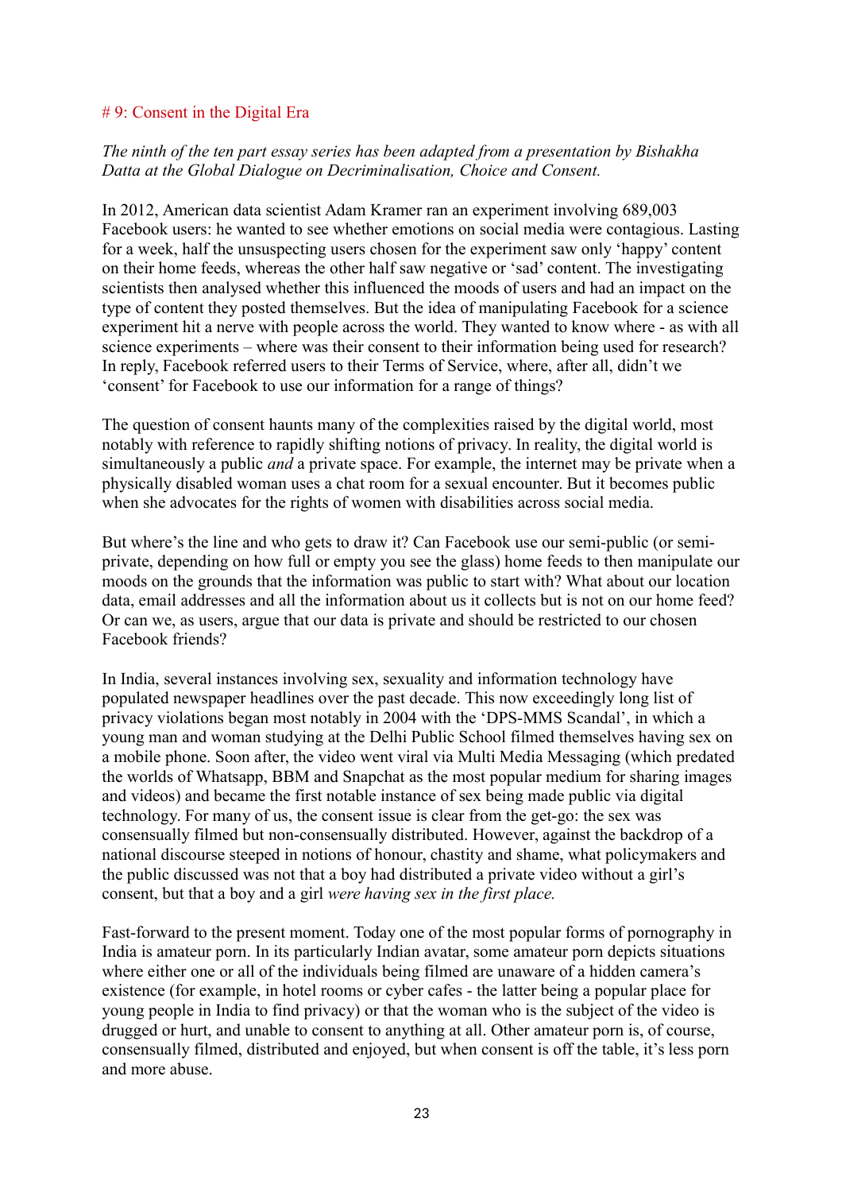# 9: Consent in the Digital Era

*The ninth of the ten part essay series has been adapted from a presentation by Bishakha Datta at the Global Dialogue on Decriminalisation, Choice and Consent.*

In 2012, American data scientist Adam Kramer ran an experiment involving 689,003 Facebook users: he wanted to see whether emotions on social media were contagious. Lasting for a week, half the unsuspecting users chosen for the experiment saw only 'happy' content on their home feeds, whereas the other half saw negative or 'sad' content. The investigating scientists then analysed whether this influenced the moods of users and had an impact on the type of content they posted themselves. But the idea of manipulating Facebook for a science experiment hit a nerve with people across the world. They wanted to know where - as with all science experiments – where was their consent to their information being used for research? In reply, Facebook referred users to their Terms of Service, where, after all, didn't we 'consent' for Facebook to use our information for a range of things?

The question of consent haunts many of the complexities raised by the digital world, most notably with reference to rapidly shifting notions of privacy. In reality, the digital world is simultaneously a public *and* a private space. For example, the internet may be private when a physically disabled woman uses a chat room for a sexual encounter. But it becomes public when she advocates for the rights of women with disabilities across social media.

But where's the line and who gets to draw it? Can Facebook use our semi-public (or semi-private, depending on how full or empty you see the glass) home feeds to then manipulate our moods on the grounds that the information was public to start with? What about our location data, email addresses and all the information about us it collects but is not on our home feed? Or can we, as users, argue that our data is private and should be restricted to our chosen Facebook friends?

In India, several instances involving sex, sexuality and information technology have populated newspaper headlines over the past decade. This now exceedingly long list of privacy violations began most notably in 2004 with the 'DPS-MMS Scandal', in which a young man and woman studying at the Delhi Public School filmed themselves having sex on a mobile phone. Soon after, the video went viral via Multi Media Messaging (which predated the worlds of Whatsapp, BBM and Snapchat as the most popular medium for sharing images and videos) and became the first notable instance of sex being made public via digital technology. For many of us, the consent issue is clear from the get-go: the sex was consensually filmed but non-consensually distributed. However, against the backdrop of a national discourse steeped in notions of honour, chastity and shame, what policymakers and the public discussed was not that a boy had distributed a private video without a girl's consent, but that a boy and a girl *were having sex in the first place.*

Fast-forward to the present moment. Today one of the most popular forms of pornography in India is amateur porn. In its particularly Indian avatar, some amateur porn depicts situations where either one or all of the individuals being filmed are unaware of a hidden camera's existence (for example, in hotel rooms or cyber cafes - the latter being a popular place for young people in India to find privacy) or that the woman who is the subject of the video is drugged or hurt, and unable to consent to anything at all. Other amateur porn is, of course, consensually filmed, distributed and enjoyed, but when consent is off the table, it's less porn and more abuse.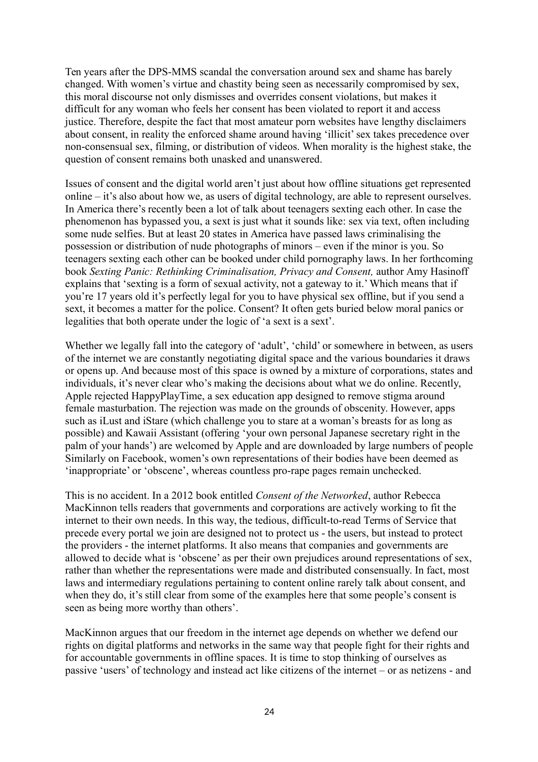Ten years after the DPS-MMS scandal the conversation around sex and shame has barely changed. With women's virtue and chastity being seen as necessarily compromised by sex, this moral discourse not only dismisses and overrides consent violations, but makes it difficult for any woman who feels her consent has been violated to report it and access justice. Therefore, despite the fact that most amateur porn websites have lengthy disclaimers about consent, in reality the enforced shame around having 'illicit' sex takes precedence over non-consensual sex, filming, or distribution of videos. When morality is the highest stake, the question of consent remains both unasked and unanswered.

Issues of consent and the digital world aren't just about how offline situations get represented online – it's also about how we, as users of digital technology, are able to represent ourselves. In America there's recently been a lot of talk about teenagers sexting each other. In case the phenomenon has bypassed you, a sext is just what it sounds like: sex via text, often including some nude selfies. But at least 20 states in America have passed laws criminalising the possession or distribution of nude photographs of minors – even if the minor is you. So teenagers sexting each other can be booked under child pornography laws. In her forthcoming book *Sexting Panic: Rethinking Criminalisation, Privacy and Consent,* author Amy Hasinoff explains that 'sexting is a form of sexual activity, not a gateway to it.' Which means that if you're 17 years old it's perfectly legal for you to have physical sex offline, but if you send a sext, it becomes a matter for the police. Consent? It often gets buried below moral panics or legalities that both operate under the logic of 'a sext is a sext'.

Whether we legally fall into the category of 'adult', 'child' or somewhere in between, as users of the internet we are constantly negotiating digital space and the various boundaries it draws or opens up. And because most of this space is owned by a mixture of corporations, states and individuals, it's never clear who's making the decisions about what we do online. Recently, Apple rejected HappyPlayTime, a sex education app designed to remove stigma around female masturbation. The rejection was made on the grounds of obscenity. However, apps such as iLust and iStare (which challenge you to stare at a woman's breasts for as long as possible) and Kawaii Assistant (offering 'your own personal Japanese secretary right in the palm of your hands') are welcomed by Apple and are downloaded by large numbers of people Similarly on Facebook, women's own representations of their bodies have been deemed as 'inappropriate' or 'obscene', whereas countless pro-rape pages remain unchecked.

This is no accident. In a 2012 book entitled *Consent of the Networked*, author Rebecca MacKinnon tells readers that governments and corporations are actively working to fit the internet to their own needs. In this way, the tedious, difficult-to-read Terms of Service that precede every portal we join are designed not to protect us - the users, but instead to protect the providers - the internet platforms. It also means that companies and governments are allowed to decide what is 'obscene' as per their own prejudices around representations of sex, rather than whether the representations were made and distributed consensually. In fact, most laws and intermediary regulations pertaining to content online rarely talk about consent, and when they do, it's still clear from some of the examples here that some people's consent is seen as being more worthy than others'.

MacKinnon argues that our freedom in the internet age depends on whether we defend our rights on digital platforms and networks in the same way that people fight for their rights and for accountable governments in offline spaces. It is time to stop thinking of ourselves as passive 'users' of technology and instead act like citizens of the internet – or as netizens - and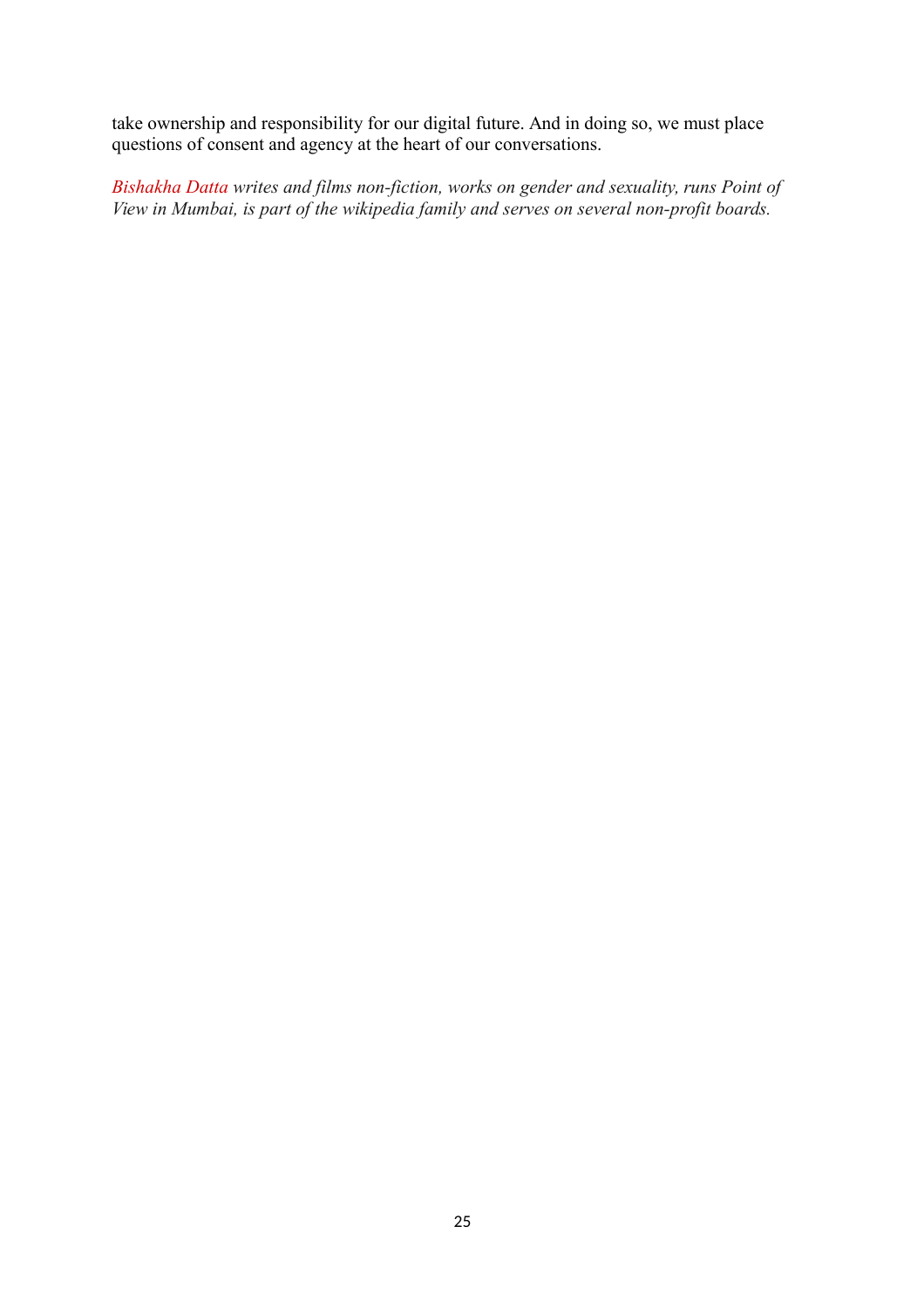take ownership and responsibility for our digital future. And in doing so, we must place questions of consent and agency at the heart of our conversations.

*Bishakha Datta writes and films non-fiction, works on gender and sexuality, runs Point of View in Mumbai, is part of the wikipedia family and serves on several non-profit boards.*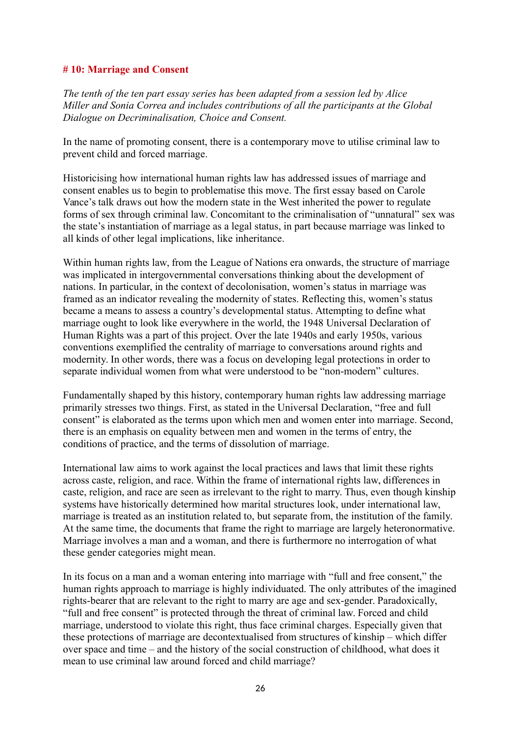## # 10: Marriage and Consent

*The tenth of the ten part essay series has been adapted from a session led by Alice Miller and Sonia Correa and includes contributions of all the participants at the Global Dialogue on Decriminalisation, Choice and Consent.*

In the name of promoting consent, there is a contemporary move to utilise criminal law to prevent child and forced marriage.

Historicising how international human rights law has addressed issues of marriage and consent enables us to begin to problematise this move. The first essay based on Carole Vance's talk draws out how the modern state in the West inherited the power to regulate forms of sex through criminal law. Concomitant to the criminalisation of "unnatural" sex was the state's instantiation of marriage as a legal status, in part because marriage was linked to all kinds of other legal implications, like inheritance.

Within human rights law, from the League of Nations era onwards, the structure of marriage was implicated in intergovernmental conversations thinking about the development of nations. In particular, in the context of decolonisation, women's status in marriage was framed as an indicator revealing the modernity of states. Reflecting this, women's status became a means to assess a country's developmental status. Attempting to define what marriage ought to look like everywhere in the world, the 1948 Universal Declaration of Human Rights was a part of this project. Over the late 1940s and early 1950s, various conventions exemplified the centrality of marriage to conversations around rights and modernity. In other words, there was a focus on developing legal protections in order to separate individual women from what were understood to be "non-modern" cultures.

Fundamentally shaped by this history, contemporary human rights law addressing marriage primarily stresses two things. First, as stated in the Universal Declaration, "free and full consent" is elaborated as the terms upon which men and women enter into marriage. Second, there is an emphasis on equality between men and women in the terms of entry, the conditions of practice, and the terms of dissolution of marriage.

International law aims to work against the local practices and laws that limit these rights across caste, religion, and race. Within the frame of international rights law, differences in caste, religion, and race are seen as irrelevant to the right to marry. Thus, even though kinship systems have historically determined how marital structures look, under international law, marriage is treated as an institution related to, but separate from, the institution of the family. At the same time, the documents that frame the right to marriage are largely heteronormative. Marriage involves a man and a woman, and there is furthermore no interrogation of what these gender categories might mean.

In its focus on a man and a woman entering into marriage with "full and free consent," the human rights approach to marriage is highly individuated. The only attributes of the imagined rights-bearer that are relevant to the right to marry are age and sex-gender. Paradoxically, "full and free consent" is protected through the threat of criminal law. Forced and child marriage, understood to violate this right, thus face criminal charges. Especially given that these protections of marriage are decontextualised from structures of kinship – which differ over space and time – and the history of the social construction of childhood, what does it mean to use criminal law around forced and child marriage?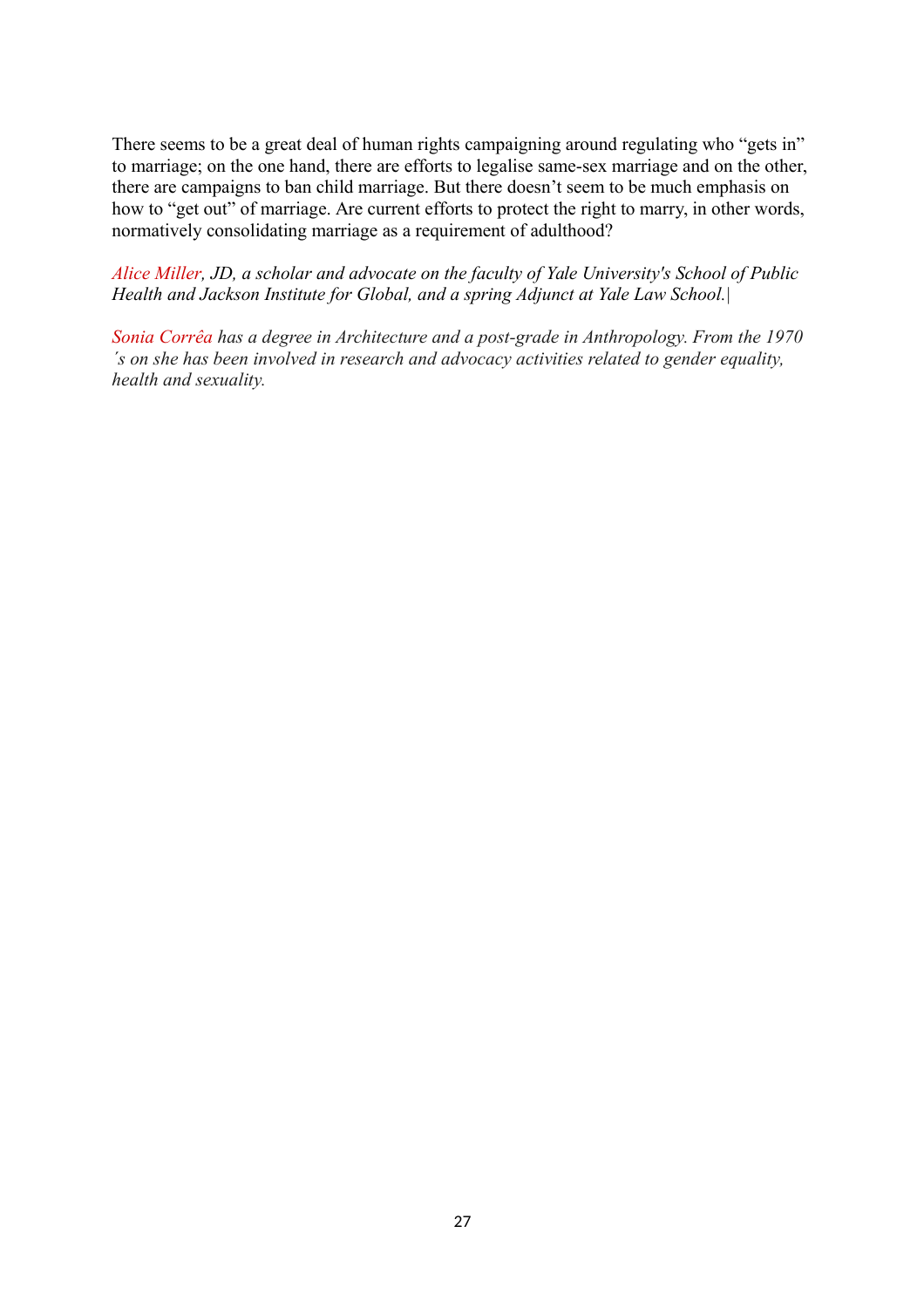There seems to be a great deal of human rights campaigning around regulating who "gets in" to marriage; on the one hand, there are efforts to legalise same-sex marriage and on the other, there are campaigns to ban child marriage. But there doesn't seem to be much emphasis on how to "get out" of marriage. Are current efforts to protect the right to marry, in other words, normatively consolidating marriage as a requirement of adulthood?

*Alice Miller, JD, a scholar and advocate on the faculty of Yale University's School of Public Health and Jackson Institute for Global, and a spring Adjunct at Yale Law School.|*

*Sonia Corrêa has a degree in Architecture and a post-grade in Anthropology. From the 1970 ´s on she has been involved in research and advocacy activities related to gender equality, health and sexuality.*